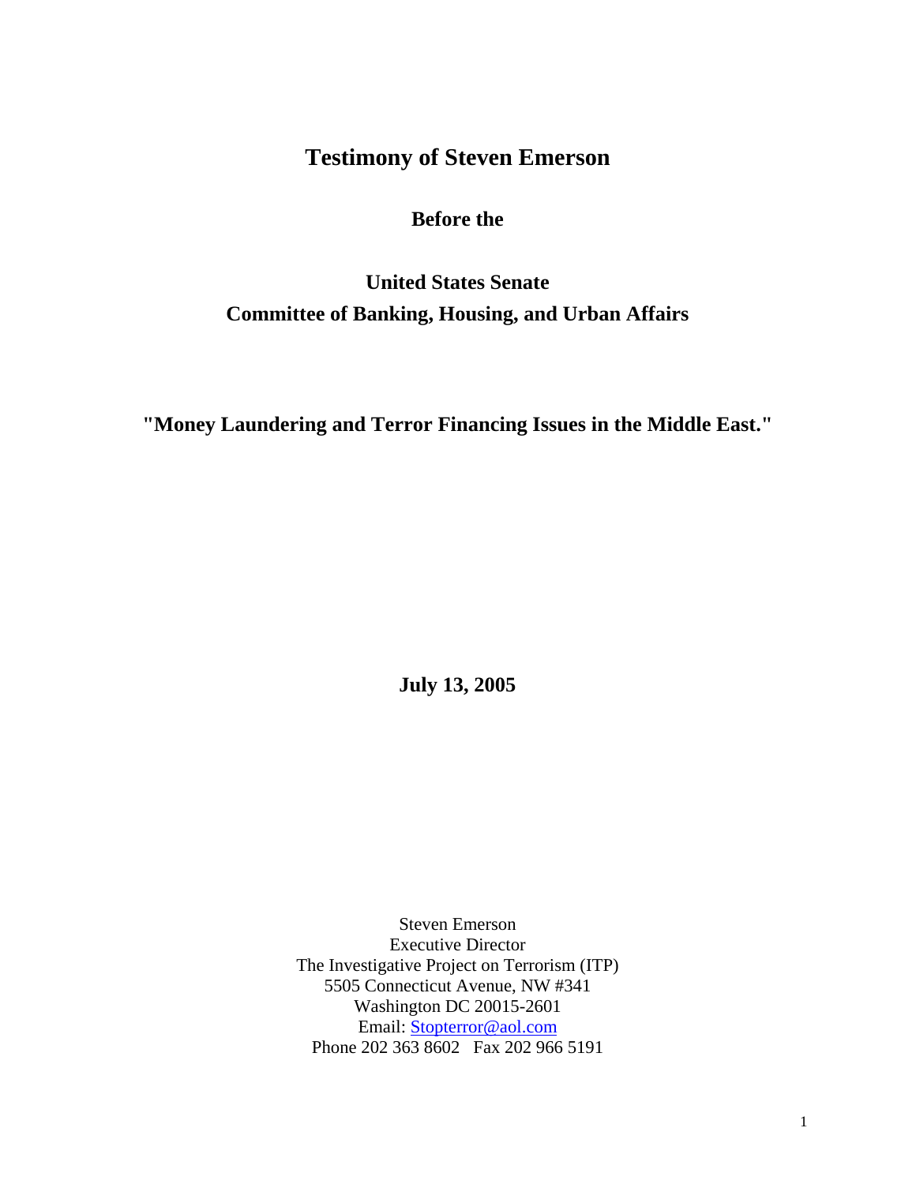# Testimony of Steven Emerson

**Before the**

**United States Senate**
**Committee of Banking, Housing, and Urban Affairs**

**"Money Laundering and Terror Financing Issues in the Middle East."**

**July 13, 2005**

Steven Emerson
Executive Director
The Investigative Project on Terrorism (ITP)
5505 Connecticut Avenue, NW #341
Washington DC 20015-2601
Email: Stopterror@aol.com
Phone 202 363 8602   Fax 202 966 5191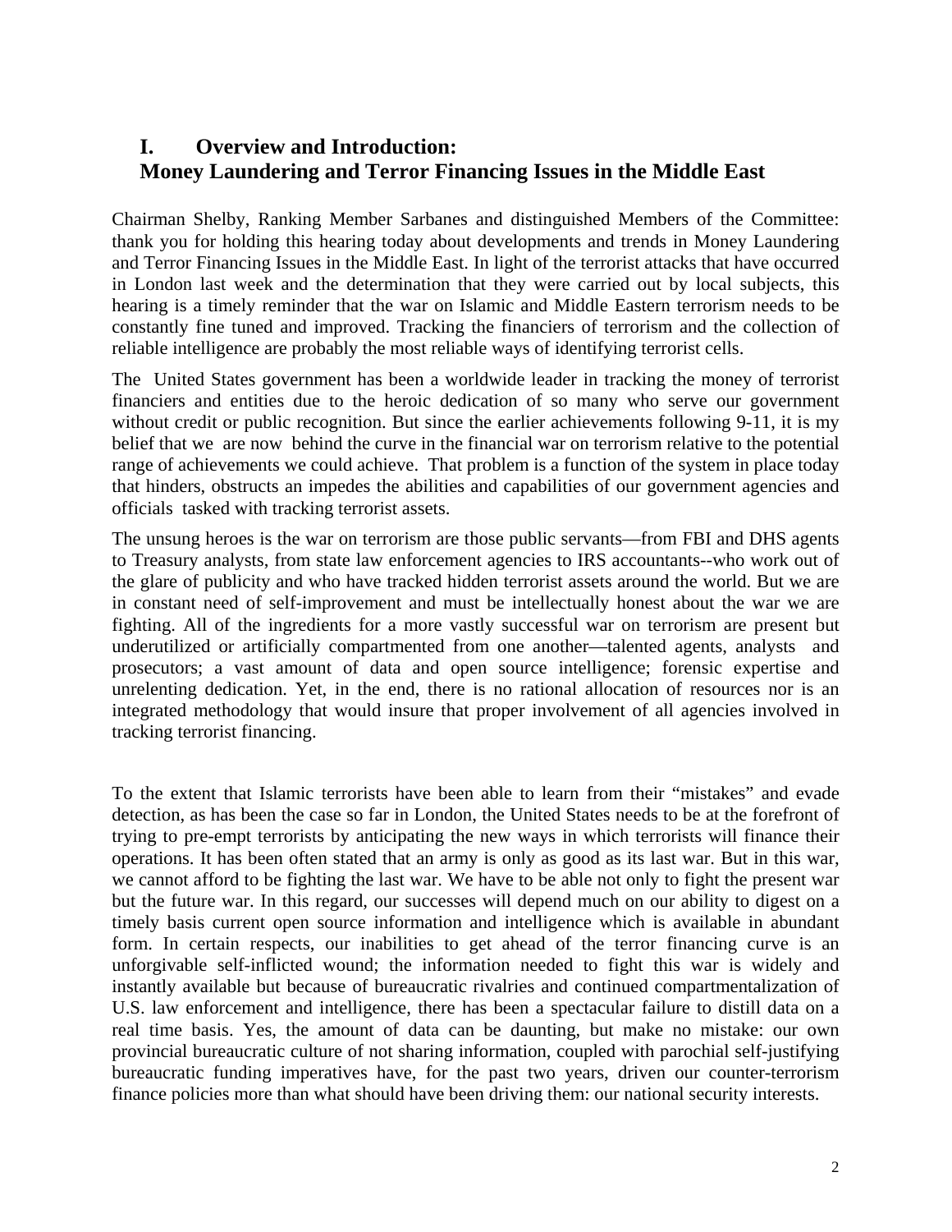## I. Overview and Introduction: Money Laundering and Terror Financing Issues in the Middle East

Chairman Shelby, Ranking Member Sarbanes and distinguished Members of the Committee: thank you for holding this hearing today about developments and trends in Money Laundering and Terror Financing Issues in the Middle East. In light of the terrorist attacks that have occurred in London last week and the determination that they were carried out by local subjects, this hearing is a timely reminder that the war on Islamic and Middle Eastern terrorism needs to be constantly fine tuned and improved. Tracking the financiers of terrorism and the collection of reliable intelligence are probably the most reliable ways of identifying terrorist cells.

The United States government has been a worldwide leader in tracking the money of terrorist financiers and entities due to the heroic dedication of so many who serve our government without credit or public recognition. But since the earlier achievements following 9-11, it is my belief that we are now behind the curve in the financial war on terrorism relative to the potential range of achievements we could achieve. That problem is a function of the system in place today that hinders, obstructs an impedes the abilities and capabilities of our government agencies and officials tasked with tracking terrorist assets.

The unsung heroes is the war on terrorism are those public servants—from FBI and DHS agents to Treasury analysts, from state law enforcement agencies to IRS accountants--who work out of the glare of publicity and who have tracked hidden terrorist assets around the world. But we are in constant need of self-improvement and must be intellectually honest about the war we are fighting. All of the ingredients for a more vastly successful war on terrorism are present but underutilized or artificially compartmented from one another—talented agents, analysts and prosecutors; a vast amount of data and open source intelligence; forensic expertise and unrelenting dedication. Yet, in the end, there is no rational allocation of resources nor is an integrated methodology that would insure that proper involvement of all agencies involved in tracking terrorist financing.

To the extent that Islamic terrorists have been able to learn from their "mistakes" and evade detection, as has been the case so far in London, the United States needs to be at the forefront of trying to pre-empt terrorists by anticipating the new ways in which terrorists will finance their operations. It has been often stated that an army is only as good as its last war. But in this war, we cannot afford to be fighting the last war. We have to be able not only to fight the present war but the future war. In this regard, our successes will depend much on our ability to digest on a timely basis current open source information and intelligence which is available in abundant form. In certain respects, our inabilities to get ahead of the terror financing curve is an unforgivable self-inflicted wound; the information needed to fight this war is widely and instantly available but because of bureaucratic rivalries and continued compartmentalization of U.S. law enforcement and intelligence, there has been a spectacular failure to distill data on a real time basis. Yes, the amount of data can be daunting, but make no mistake: our own provincial bureaucratic culture of not sharing information, coupled with parochial self-justifying bureaucratic funding imperatives have, for the past two years, driven our counter-terrorism finance policies more than what should have been driving them: our national security interests.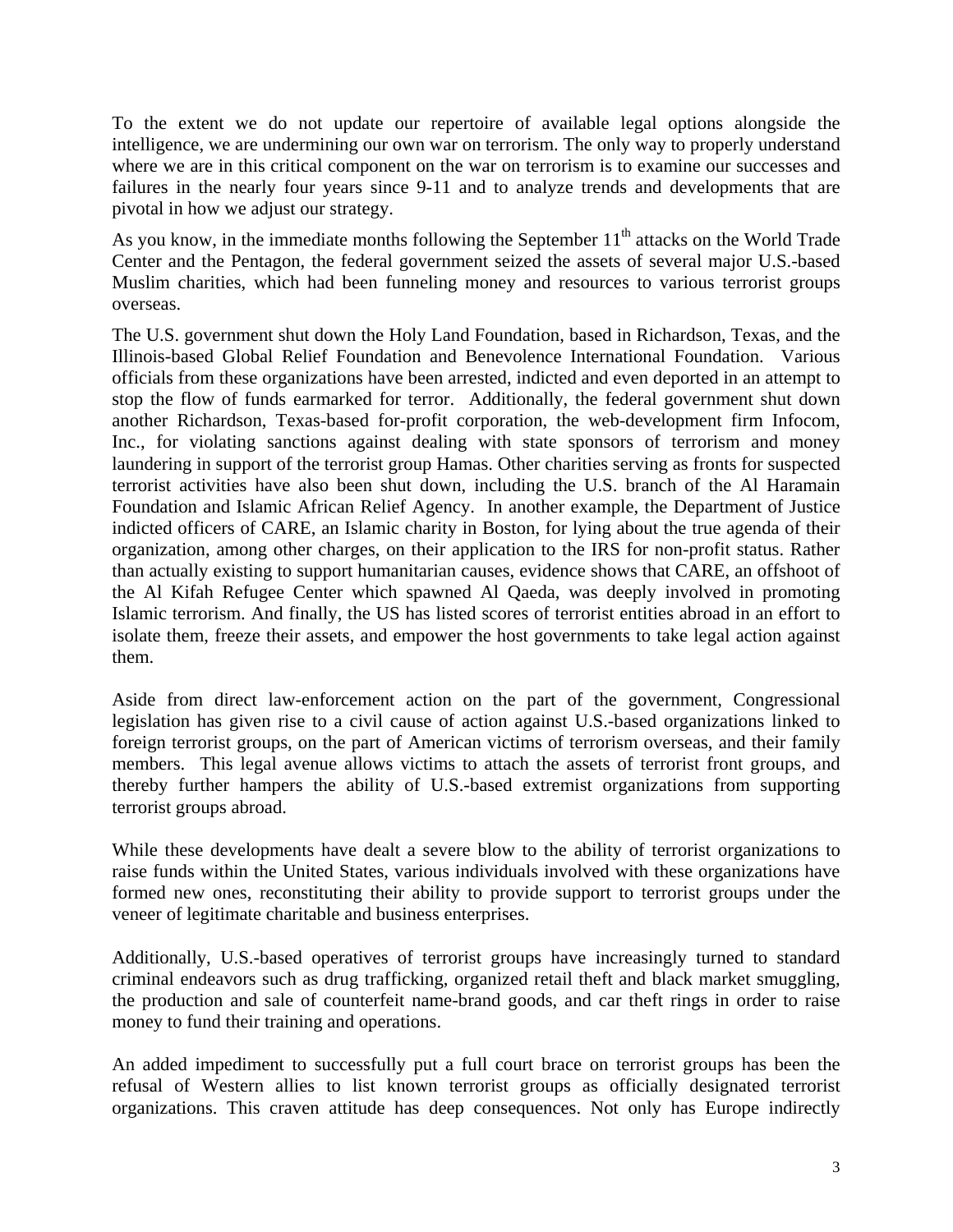To the extent we do not update our repertoire of available legal options alongside the intelligence, we are undermining our own war on terrorism. The only way to properly understand where we are in this critical component on the war on terrorism is to examine our successes and failures in the nearly four years since 9-11 and to analyze trends and developments that are pivotal in how we adjust our strategy.

As you know, in the immediate months following the September 11th attacks on the World Trade Center and the Pentagon, the federal government seized the assets of several major U.S.-based Muslim charities, which had been funneling money and resources to various terrorist groups overseas.

The U.S. government shut down the Holy Land Foundation, based in Richardson, Texas, and the Illinois-based Global Relief Foundation and Benevolence International Foundation. Various officials from these organizations have been arrested, indicted and even deported in an attempt to stop the flow of funds earmarked for terror. Additionally, the federal government shut down another Richardson, Texas-based for-profit corporation, the web-development firm Infocom, Inc., for violating sanctions against dealing with state sponsors of terrorism and money laundering in support of the terrorist group Hamas. Other charities serving as fronts for suspected terrorist activities have also been shut down, including the U.S. branch of the Al Haramain Foundation and Islamic African Relief Agency. In another example, the Department of Justice indicted officers of CARE, an Islamic charity in Boston, for lying about the true agenda of their organization, among other charges, on their application to the IRS for non-profit status. Rather than actually existing to support humanitarian causes, evidence shows that CARE, an offshoot of the Al Kifah Refugee Center which spawned Al Qaeda, was deeply involved in promoting Islamic terrorism. And finally, the US has listed scores of terrorist entities abroad in an effort to isolate them, freeze their assets, and empower the host governments to take legal action against them.

Aside from direct law-enforcement action on the part of the government, Congressional legislation has given rise to a civil cause of action against U.S.-based organizations linked to foreign terrorist groups, on the part of American victims of terrorism overseas, and their family members. This legal avenue allows victims to attach the assets of terrorist front groups, and thereby further hampers the ability of U.S.-based extremist organizations from supporting terrorist groups abroad.

While these developments have dealt a severe blow to the ability of terrorist organizations to raise funds within the United States, various individuals involved with these organizations have formed new ones, reconstituting their ability to provide support to terrorist groups under the veneer of legitimate charitable and business enterprises.

Additionally, U.S.-based operatives of terrorist groups have increasingly turned to standard criminal endeavors such as drug trafficking, organized retail theft and black market smuggling, the production and sale of counterfeit name-brand goods, and car theft rings in order to raise money to fund their training and operations.

An added impediment to successfully put a full court brace on terrorist groups has been the refusal of Western allies to list known terrorist groups as officially designated terrorist organizations. This craven attitude has deep consequences. Not only has Europe indirectly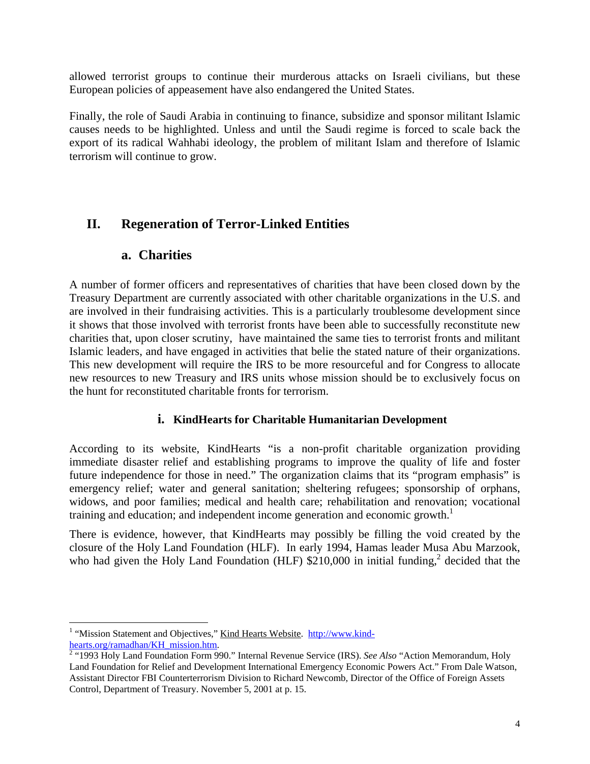allowed terrorist groups to continue their murderous attacks on Israeli civilians, but these European policies of appeasement have also endangered the United States.

Finally, the role of Saudi Arabia in continuing to finance, subsidize and sponsor militant Islamic causes needs to be highlighted. Unless and until the Saudi regime is forced to scale back the export of its radical Wahhabi ideology, the problem of militant Islam and therefore of Islamic terrorism will continue to grow.

## II. Regeneration of Terror-Linked Entities

### a. Charities

A number of former officers and representatives of charities that have been closed down by the Treasury Department are currently associated with other charitable organizations in the U.S. and are involved in their fundraising activities. This is a particularly troublesome development since it shows that those involved with terrorist fronts have been able to successfully reconstitute new charities that, upon closer scrutiny, have maintained the same ties to terrorist fronts and militant Islamic leaders, and have engaged in activities that belie the stated nature of their organizations. This new development will require the IRS to be more resourceful and for Congress to allocate new resources to new Treasury and IRS units whose mission should be to exclusively focus on the hunt for reconstituted charitable fronts for terrorism.

#### i. KindHearts for Charitable Humanitarian Development

According to its website, KindHearts "is a non-profit charitable organization providing immediate disaster relief and establishing programs to improve the quality of life and foster future independence for those in need." The organization claims that its "program emphasis" is emergency relief; water and general sanitation; sheltering refugees; sponsorship of orphans, widows, and poor families; medical and health care; rehabilitation and renovation; vocational training and education; and independent income generation and economic growth.[1]

There is evidence, however, that KindHearts may possibly be filling the void created by the closure of the Holy Land Foundation (HLF). In early 1994, Hamas leader Musa Abu Marzook, who had given the Holy Land Foundation (HLF) $210,000 in initial funding,[2] decided that the

---

[1] "Mission Statement and Objectives," Kind Hearts Website. http://www.kind-hearts.org/ramadhan/KH_mission.htm.

[2] "1993 Holy Land Foundation Form 990." Internal Revenue Service (IRS). *See Also* "Action Memorandum, Holy Land Foundation for Relief and Development International Emergency Economic Powers Act." From Dale Watson, Assistant Director FBI Counterterrorism Division to Richard Newcomb, Director of the Office of Foreign Assets Control, Department of Treasury. November 5, 2001 at p. 15.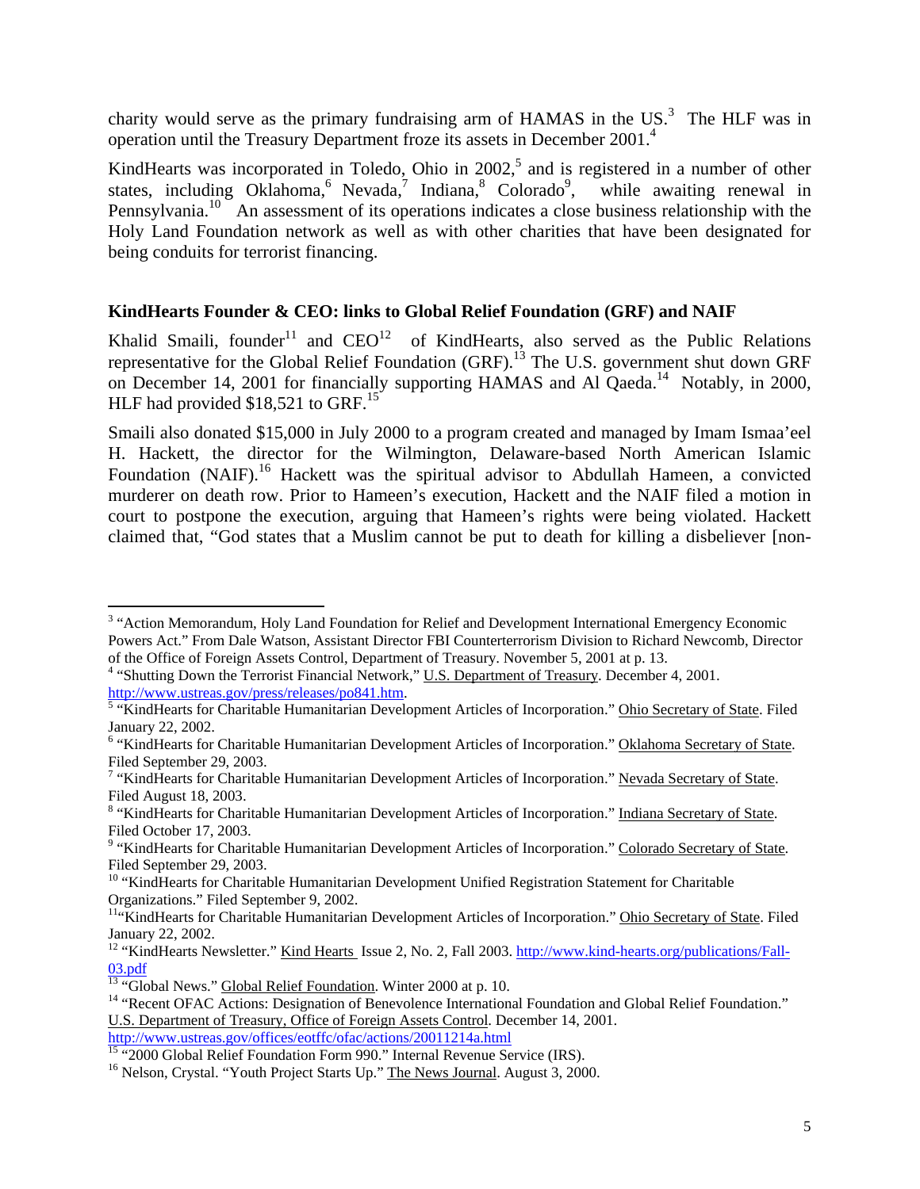charity would serve as the primary fundraising arm of HAMAS in the US.[3] The HLF was in operation until the Treasury Department froze its assets in December 2001.[4]

KindHearts was incorporated in Toledo, Ohio in 2002,[5] and is registered in a number of other states, including Oklahoma,[6] Nevada,[7] Indiana,[8] Colorado[9], while awaiting renewal in Pennsylvania.[10] An assessment of its operations indicates a close business relationship with the Holy Land Foundation network as well as with other charities that have been designated for being conduits for terrorist financing.

### KindHearts Founder & CEO: links to Global Relief Foundation (GRF) and NAIF

Khalid Smaili, founder[11] and CEO[12] of KindHearts, also served as the Public Relations representative for the Global Relief Foundation (GRF).[13] The U.S. government shut down GRF on December 14, 2001 for financially supporting HAMAS and Al Qaeda.[14] Notably, in 2000, HLF had provided $18,521 to GRF.[15]

Smaili also donated $15,000 in July 2000 to a program created and managed by Imam Ismaa'eel H. Hackett, the director for the Wilmington, Delaware-based North American Islamic Foundation (NAIF).[16] Hackett was the spiritual advisor to Abdullah Hameen, a convicted murderer on death row. Prior to Hameen's execution, Hackett and the NAIF filed a motion in court to postpone the execution, arguing that Hameen's rights were being violated. Hackett claimed that, "God states that a Muslim cannot be put to death for killing a disbeliever [non-

---

[3] "Action Memorandum, Holy Land Foundation for Relief and Development International Emergency Economic Powers Act." From Dale Watson, Assistant Director FBI Counterterrorism Division to Richard Newcomb, Director of the Office of Foreign Assets Control, Department of Treasury. November 5, 2001 at p. 13.

[4] "Shutting Down the Terrorist Financial Network," U.S. Department of Treasury. December 4, 2001. http://www.ustreas.gov/press/releases/po841.htm.

[5] "KindHearts for Charitable Humanitarian Development Articles of Incorporation." Ohio Secretary of State. Filed January 22, 2002.

[6] "KindHearts for Charitable Humanitarian Development Articles of Incorporation." Oklahoma Secretary of State. Filed September 29, 2003.

[7] "KindHearts for Charitable Humanitarian Development Articles of Incorporation." Nevada Secretary of State. Filed August 18, 2003.

[8] "KindHearts for Charitable Humanitarian Development Articles of Incorporation." Indiana Secretary of State. Filed October 17, 2003.

[9] "KindHearts for Charitable Humanitarian Development Articles of Incorporation." Colorado Secretary of State. Filed September 29, 2003.

[10] "KindHearts for Charitable Humanitarian Development Unified Registration Statement for Charitable Organizations." Filed September 9, 2002.

[11] "KindHearts for Charitable Humanitarian Development Articles of Incorporation." Ohio Secretary of State. Filed January 22, 2002.

[12] "KindHearts Newsletter." Kind Hearts Issue 2, No. 2, Fall 2003. http://www.kind-hearts.org/publications/Fall-03.pdf

[13] "Global News." Global Relief Foundation. Winter 2000 at p. 10.

[14] "Recent OFAC Actions: Designation of Benevolence International Foundation and Global Relief Foundation." U.S. Department of Treasury, Office of Foreign Assets Control. December 14, 2001. http://www.ustreas.gov/offices/eotffc/ofac/actions/20011214a.html

[15] "2000 Global Relief Foundation Form 990." Internal Revenue Service (IRS).

[16] Nelson, Crystal. "Youth Project Starts Up." The News Journal. August 3, 2000.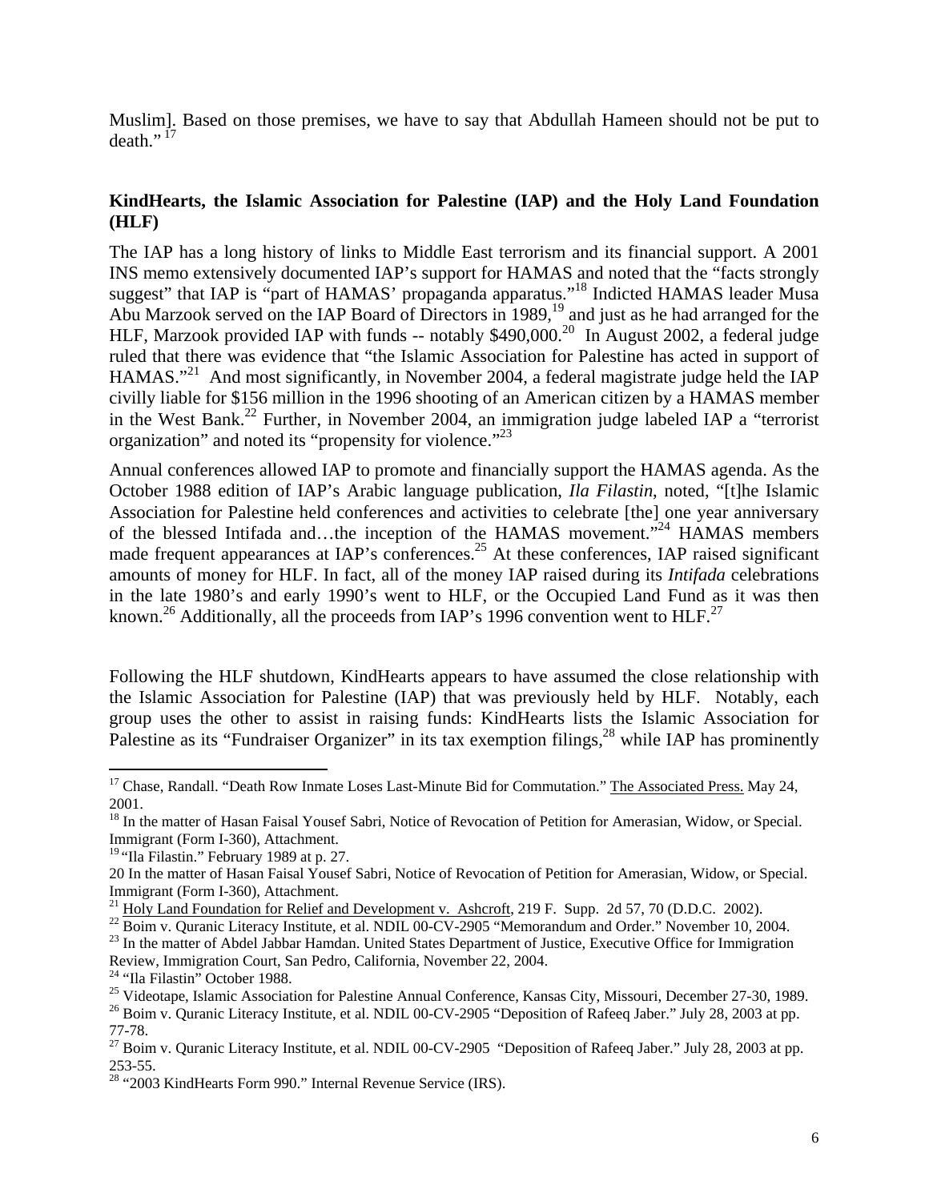Muslim]. Based on those premises, we have to say that Abdullah Hameen should not be put to death." [17]

**KindHearts, the Islamic Association for Palestine (IAP) and the Holy Land Foundation (HLF)**

The IAP has a long history of links to Middle East terrorism and its financial support. A 2001 INS memo extensively documented IAP's support for HAMAS and noted that the "facts strongly suggest" that IAP is "part of HAMAS' propaganda apparatus."[18] Indicted HAMAS leader Musa Abu Marzook served on the IAP Board of Directors in 1989,[19] and just as he had arranged for the HLF, Marzook provided IAP with funds -- notably $490,000.[20] In August 2002, a federal judge ruled that there was evidence that "the Islamic Association for Palestine has acted in support of HAMAS."[21] And most significantly, in November 2004, a federal magistrate judge held the IAP civilly liable for $156 million in the 1996 shooting of an American citizen by a HAMAS member in the West Bank.[22] Further, in November 2004, an immigration judge labeled IAP a "terrorist organization" and noted its "propensity for violence."[23]

Annual conferences allowed IAP to promote and financially support the HAMAS agenda. As the October 1988 edition of IAP's Arabic language publication, *Ila Filastin*, noted, "[t]he Islamic Association for Palestine held conferences and activities to celebrate [the] one year anniversary of the blessed Intifada and…the inception of the HAMAS movement."[24] HAMAS members made frequent appearances at IAP's conferences.[25] At these conferences, IAP raised significant amounts of money for HLF. In fact, all of the money IAP raised during its *Intifada* celebrations in the late 1980's and early 1990's went to HLF, or the Occupied Land Fund as it was then known.[26] Additionally, all the proceeds from IAP's 1996 convention went to HLF.[27]

Following the HLF shutdown, KindHearts appears to have assumed the close relationship with the Islamic Association for Palestine (IAP) that was previously held by HLF. Notably, each group uses the other to assist in raising funds: KindHearts lists the Islamic Association for Palestine as its "Fundraiser Organizer" in its tax exemption filings,[28] while IAP has prominently

---

[17] Chase, Randall. "Death Row Inmate Loses Last-Minute Bid for Commutation." The Associated Press. May 24, 2001.

[18] In the matter of Hasan Faisal Yousef Sabri, Notice of Revocation of Petition for Amerasian, Widow, or Special. Immigrant (Form I-360), Attachment.

[19] "Ila Filastin." February 1989 at p. 27.

20 In the matter of Hasan Faisal Yousef Sabri, Notice of Revocation of Petition for Amerasian, Widow, or Special. Immigrant (Form I-360), Attachment.

[21] Holy Land Foundation for Relief and Development v. Ashcroft, 219 F. Supp. 2d 57, 70 (D.D.C. 2002).

[22] Boim v. Quranic Literacy Institute, et al. NDIL 00-CV-2905 "Memorandum and Order." November 10, 2004.

[23] In the matter of Abdel Jabbar Hamdan. United States Department of Justice, Executive Office for Immigration Review, Immigration Court, San Pedro, California, November 22, 2004.

[24] "Ila Filastin" October 1988.

[25] Videotape, Islamic Association for Palestine Annual Conference, Kansas City, Missouri, December 27-30, 1989.

[26] Boim v. Quranic Literacy Institute, et al. NDIL 00-CV-2905 "Deposition of Rafeeq Jaber." July 28, 2003 at pp. 77-78.

[27] Boim v. Quranic Literacy Institute, et al. NDIL 00-CV-2905 "Deposition of Rafeeq Jaber." July 28, 2003 at pp. 253-55.

[28] "2003 KindHearts Form 990." Internal Revenue Service (IRS).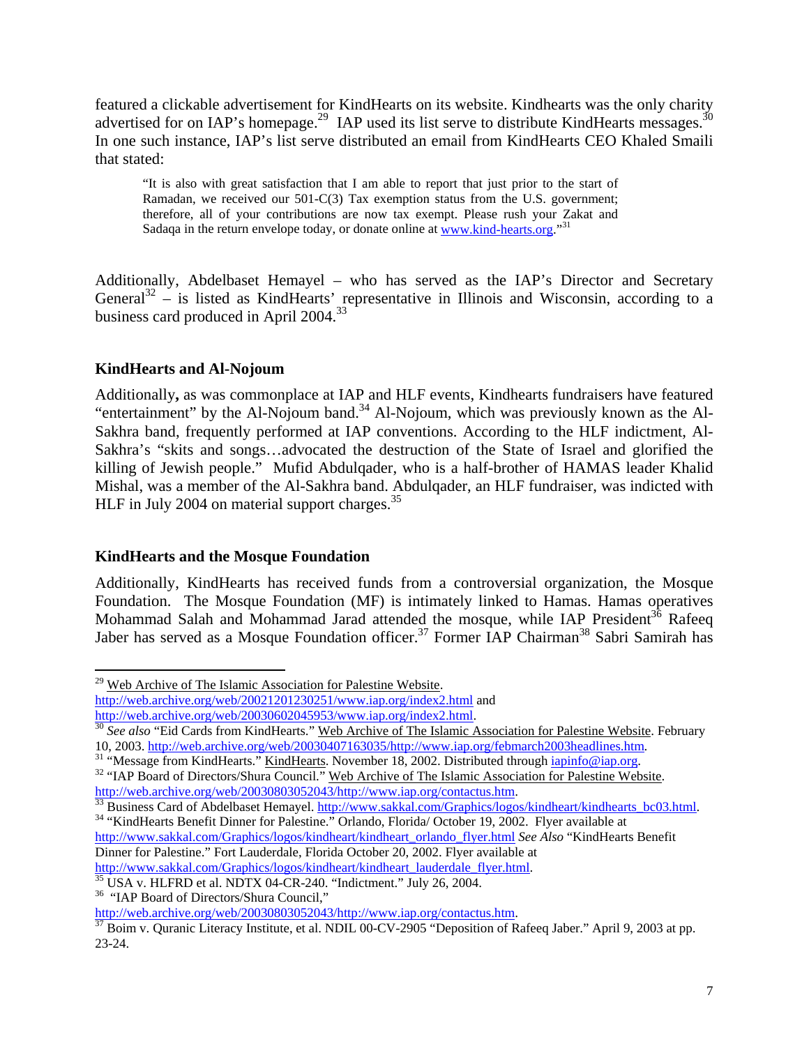featured a clickable advertisement for KindHearts on its website. Kindhearts was the only charity advertised for on IAP's homepage.[29] IAP used its list serve to distribute KindHearts messages.[30] In one such instance, IAP's list serve distributed an email from KindHearts CEO Khaled Smaili that stated:

> "It is also with great satisfaction that I am able to report that just prior to the start of Ramadan, we received our 501-C(3) Tax exemption status from the U.S. government; therefore, all of your contributions are now tax exempt. Please rush your Zakat and Sadaqa in the return envelope today, or donate online at www.kind-hearts.org."[31]

Additionally, Abdelbaset Hemayel – who has served as the IAP's Director and Secretary General[32] – is listed as KindHearts' representative in Illinois and Wisconsin, according to a business card produced in April 2004.[33]

### KindHearts and Al-Nojoum

Additionally**,** as was commonplace at IAP and HLF events, Kindhearts fundraisers have featured "entertainment" by the Al-Nojoum band.[34] Al-Nojoum, which was previously known as the Al-Sakhra band, frequently performed at IAP conventions. According to the HLF indictment, Al-Sakhra's "skits and songs…advocated the destruction of the State of Israel and glorified the killing of Jewish people." Mufid Abdulqader, who is a half-brother of HAMAS leader Khalid Mishal, was a member of the Al-Sakhra band. Abdulqader, an HLF fundraiser, was indicted with HLF in July 2004 on material support charges.[35]

### KindHearts and the Mosque Foundation

Additionally, KindHearts has received funds from a controversial organization, the Mosque Foundation. The Mosque Foundation (MF) is intimately linked to Hamas. Hamas operatives Mohammad Salah and Mohammad Jarad attended the mosque, while IAP President[36] Rafeeq Jaber has served as a Mosque Foundation officer.[37] Former IAP Chairman[38] Sabri Samirah has

---

[29] Web Archive of The Islamic Association for Palestine Website. http://web.archive.org/web/20021201230251/www.iap.org/index2.html and http://web.archive.org/web/20030602045953/www.iap.org/index2.html.

[30] *See also* "Eid Cards from KindHearts." Web Archive of The Islamic Association for Palestine Website. February 10, 2003. http://web.archive.org/web/20030407163035/http://www.iap.org/febmarch2003headlines.htm.

[31] "Message from KindHearts." KindHearts. November 18, 2002. Distributed through iapinfo@iap.org.

[32] "IAP Board of Directors/Shura Council." Web Archive of The Islamic Association for Palestine Website. http://web.archive.org/web/20030803052043/http://www.iap.org/contactus.htm.

[33] Business Card of Abdelbaset Hemayel. http://www.sakkal.com/Graphics/logos/kindheart/kindhearts_bc03.html.

[34] "KindHearts Benefit Dinner for Palestine." Orlando, Florida/ October 19, 2002. Flyer available at http://www.sakkal.com/Graphics/logos/kindheart/kindheart_orlando_flyer.html *See Also* "KindHearts Benefit Dinner for Palestine." Fort Lauderdale, Florida October 20, 2002. Flyer available at http://www.sakkal.com/Graphics/logos/kindheart/kindheart_lauderdale_flyer.html.

[35] USA v. HLFRD et al. NDTX 04-CR-240. "Indictment." July 26, 2004.

[36] "IAP Board of Directors/Shura Council," http://web.archive.org/web/20030803052043/http://www.iap.org/contactus.htm.

[37] Boim v. Quranic Literacy Institute, et al. NDIL 00-CV-2905 "Deposition of Rafeeq Jaber." April 9, 2003 at pp. 23-24.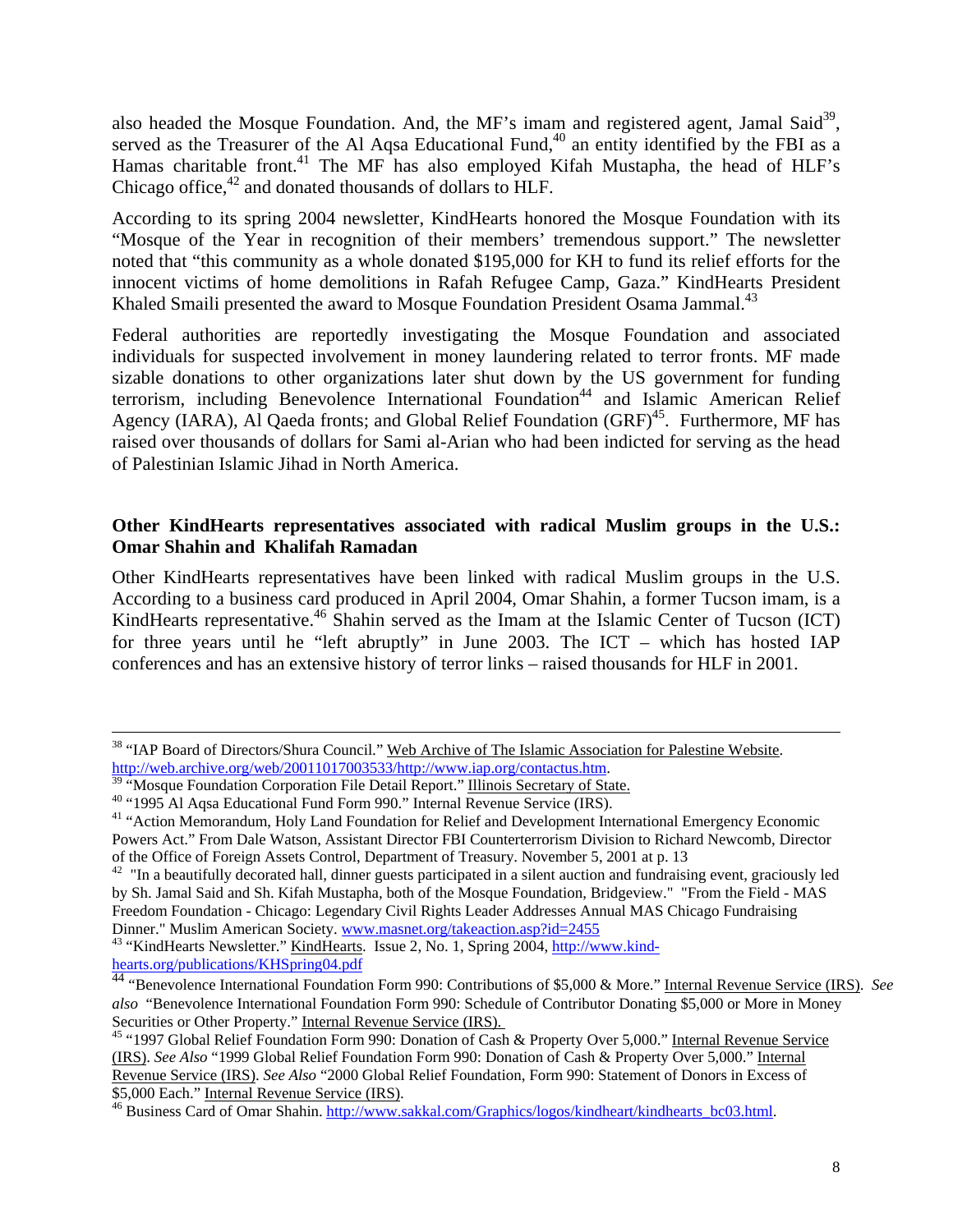also headed the Mosque Foundation. And, the MF's imam and registered agent, Jamal Said[39], served as the Treasurer of the Al Aqsa Educational Fund,[40] an entity identified by the FBI as a Hamas charitable front.[41] The MF has also employed Kifah Mustapha, the head of HLF's Chicago office,[42] and donated thousands of dollars to HLF.

According to its spring 2004 newsletter, KindHearts honored the Mosque Foundation with its "Mosque of the Year in recognition of their members' tremendous support." The newsletter noted that "this community as a whole donated $195,000 for KH to fund its relief efforts for the innocent victims of home demolitions in Rafah Refugee Camp, Gaza." KindHearts President Khaled Smaili presented the award to Mosque Foundation President Osama Jammal.[43]

Federal authorities are reportedly investigating the Mosque Foundation and associated individuals for suspected involvement in money laundering related to terror fronts. MF made sizable donations to other organizations later shut down by the US government for funding terrorism, including Benevolence International Foundation[44] and Islamic American Relief Agency (IARA), Al Qaeda fronts; and Global Relief Foundation (GRF)[45]. Furthermore, MF has raised over thousands of dollars for Sami al-Arian who had been indicted for serving as the head of Palestinian Islamic Jihad in North America.

**Other KindHearts representatives associated with radical Muslim groups in the U.S.: Omar Shahin and Khalifah Ramadan**

Other KindHearts representatives have been linked with radical Muslim groups in the U.S. According to a business card produced in April 2004, Omar Shahin, a former Tucson imam, is a KindHearts representative.[46] Shahin served as the Imam at the Islamic Center of Tucson (ICT) for three years until he "left abruptly" in June 2003. The ICT – which has hosted IAP conferences and has an extensive history of terror links – raised thousands for HLF in 2001.

---

[38] "IAP Board of Directors/Shura Council." Web Archive of The Islamic Association for Palestine Website. http://web.archive.org/web/20011017003533/http://www.iap.org/contactus.htm.

[39] "Mosque Foundation Corporation File Detail Report." Illinois Secretary of State.

[40] "1995 Al Aqsa Educational Fund Form 990." Internal Revenue Service (IRS).

[41] "Action Memorandum, Holy Land Foundation for Relief and Development International Emergency Economic Powers Act." From Dale Watson, Assistant Director FBI Counterterrorism Division to Richard Newcomb, Director of the Office of Foreign Assets Control, Department of Treasury. November 5, 2001 at p. 13

[42] "In a beautifully decorated hall, dinner guests participated in a silent auction and fundraising event, graciously led by Sh. Jamal Said and Sh. Kifah Mustapha, both of the Mosque Foundation, Bridgeview." "From the Field - MAS Freedom Foundation - Chicago: Legendary Civil Rights Leader Addresses Annual MAS Chicago Fundraising Dinner." Muslim American Society. www.masnet.org/takeaction.asp?id=2455

[43] "KindHearts Newsletter." KindHearts. Issue 2, No. 1, Spring 2004, http://www.kind-hearts.org/publications/KHSpring04.pdf

[44] "Benevolence International Foundation Form 990: Contributions of $5,000 & More." Internal Revenue Service (IRS). *See also* "Benevolence International Foundation Form 990: Schedule of Contributor Donating $5,000 or More in Money Securities or Other Property." Internal Revenue Service (IRS).

[45] "1997 Global Relief Foundation Form 990: Donation of Cash & Property Over 5,000." Internal Revenue Service (IRS). *See Also* "1999 Global Relief Foundation Form 990: Donation of Cash & Property Over 5,000." Internal Revenue Service (IRS). *See Also* "2000 Global Relief Foundation, Form 990: Statement of Donors in Excess of $5,000 Each." Internal Revenue Service (IRS).

[46] Business Card of Omar Shahin. http://www.sakkal.com/Graphics/logos/kindheart/kindhearts_bc03.html.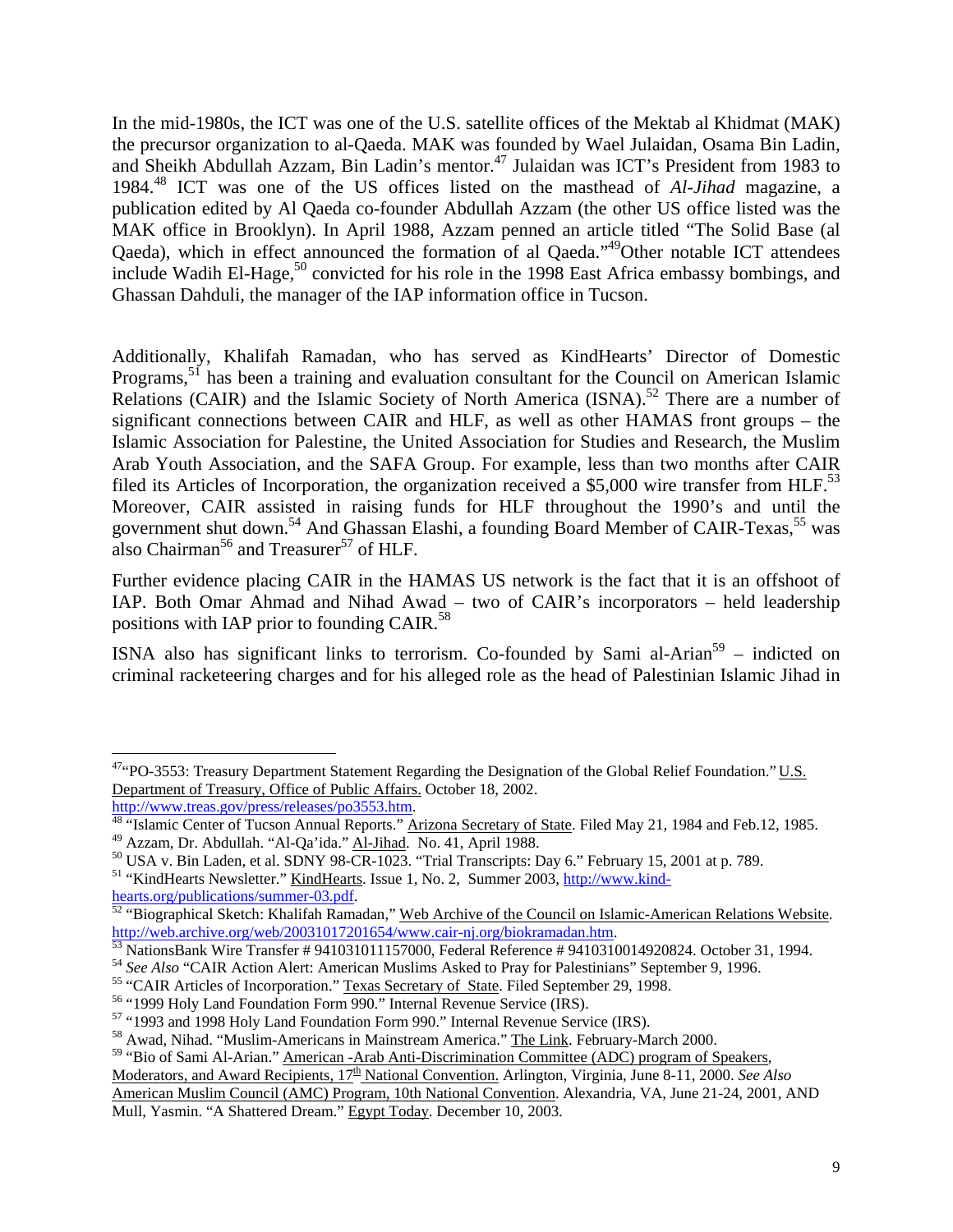In the mid-1980s, the ICT was one of the U.S. satellite offices of the Mektab al Khidmat (MAK) the precursor organization to al-Qaeda. MAK was founded by Wael Julaidan, Osama Bin Ladin, and Sheikh Abdullah Azzam, Bin Ladin's mentor.[47] Julaidan was ICT's President from 1983 to 1984.[48] ICT was one of the US offices listed on the masthead of *Al-Jihad* magazine, a publication edited by Al Qaeda co-founder Abdullah Azzam (the other US office listed was the MAK office in Brooklyn). In April 1988, Azzam penned an article titled "The Solid Base (al Qaeda), which in effect announced the formation of al Qaeda."[49]Other notable ICT attendees include Wadih El-Hage,[50] convicted for his role in the 1998 East Africa embassy bombings, and Ghassan Dahduli, the manager of the IAP information office in Tucson.

Additionally, Khalifah Ramadan, who has served as KindHearts' Director of Domestic Programs,[51] has been a training and evaluation consultant for the Council on American Islamic Relations (CAIR) and the Islamic Society of North America (ISNA).[52] There are a number of significant connections between CAIR and HLF, as well as other HAMAS front groups – the Islamic Association for Palestine, the United Association for Studies and Research, the Muslim Arab Youth Association, and the SAFA Group. For example, less than two months after CAIR filed its Articles of Incorporation, the organization received a $5,000 wire transfer from HLF.[53] Moreover, CAIR assisted in raising funds for HLF throughout the 1990's and until the government shut down.[54] And Ghassan Elashi, a founding Board Member of CAIR-Texas,[55] was also Chairman[56] and Treasurer[57] of HLF.

Further evidence placing CAIR in the HAMAS US network is the fact that it is an offshoot of IAP. Both Omar Ahmad and Nihad Awad – two of CAIR's incorporators – held leadership positions with IAP prior to founding CAIR.[58]

ISNA also has significant links to terrorism. Co-founded by Sami al-Arian[59] – indicted on criminal racketeering charges and for his alleged role as the head of Palestinian Islamic Jihad in

---

[47] "PO-3553: Treasury Department Statement Regarding the Designation of the Global Relief Foundation." U.S. Department of Treasury, Office of Public Affairs. October 18, 2002. http://www.treas.gov/press/releases/po3553.htm.

[48] "Islamic Center of Tucson Annual Reports." Arizona Secretary of State. Filed May 21, 1984 and Feb.12, 1985.

[49] Azzam, Dr. Abdullah. "Al-Qa'ida." Al-Jihad. No. 41, April 1988.

[50] USA v. Bin Laden, et al. SDNY 98-CR-1023. "Trial Transcripts: Day 6." February 15, 2001 at p. 789.

[51] "KindHearts Newsletter." KindHearts. Issue 1, No. 2, Summer 2003, http://www.kind-hearts.org/publications/summer-03.pdf.

[52] "Biographical Sketch: Khalifah Ramadan," Web Archive of the Council on Islamic-American Relations Website. http://web.archive.org/web/20031017201654/www.cair-nj.org/biokramadan.htm.

[53] NationsBank Wire Transfer # 941031011157000, Federal Reference # 9410310014920824. October 31, 1994.

[54] *See Also* "CAIR Action Alert: American Muslims Asked to Pray for Palestinians" September 9, 1996.

[55] "CAIR Articles of Incorporation." Texas Secretary of State. Filed September 29, 1998.

[56] "1999 Holy Land Foundation Form 990." Internal Revenue Service (IRS).

[57] "1993 and 1998 Holy Land Foundation Form 990." Internal Revenue Service (IRS).

[58] Awad, Nihad. "Muslim-Americans in Mainstream America." The Link. February-March 2000.

[59] "Bio of Sami Al-Arian." American -Arab Anti-Discrimination Committee (ADC) program of Speakers, Moderators, and Award Recipients, 17th National Convention. Arlington, Virginia, June 8-11, 2000. *See Also* American Muslim Council (AMC) Program, 10th National Convention. Alexandria, VA, June 21-24, 2001, AND Mull, Yasmin. "A Shattered Dream." Egypt Today. December 10, 2003.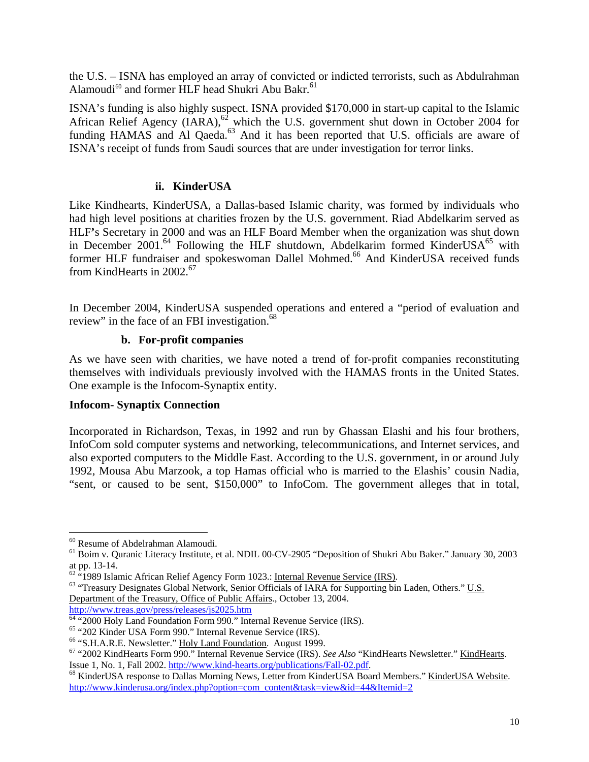the U.S. – ISNA has employed an array of convicted or indicted terrorists, such as Abdulrahman Alamoudi[60] and former HLF head Shukri Abu Bakr.[61]

ISNA's funding is also highly suspect. ISNA provided $170,000 in start-up capital to the Islamic African Relief Agency (IARA),[62] which the U.S. government shut down in October 2004 for funding HAMAS and Al Qaeda.[63] And it has been reported that U.S. officials are aware of ISNA's receipt of funds from Saudi sources that are under investigation for terror links.

#### ii. KinderUSA

Like Kindhearts, KinderUSA, a Dallas-based Islamic charity, was formed by individuals who had high level positions at charities frozen by the U.S. government. Riad Abdelkarim served as HLF's Secretary in 2000 and was an HLF Board Member when the organization was shut down in December 2001.[64] Following the HLF shutdown, Abdelkarim formed KinderUSA[65] with former HLF fundraiser and spokeswoman Dallel Mohmed.[66] And KinderUSA received funds from KindHearts in 2002.[67]

In December 2004, KinderUSA suspended operations and entered a "period of evaluation and review" in the face of an FBI investigation.[68]

### b. For-profit companies

As we have seen with charities, we have noted a trend of for-profit companies reconstituting themselves with individuals previously involved with the HAMAS fronts in the United States. One example is the Infocom-Synaptix entity.

**Infocom- Synaptix Connection**

Incorporated in Richardson, Texas, in 1992 and run by Ghassan Elashi and his four brothers, InfoCom sold computer systems and networking, telecommunications, and Internet services, and also exported computers to the Middle East. According to the U.S. government, in or around July 1992, Mousa Abu Marzook, a top Hamas official who is married to the Elashis' cousin Nadia, "sent, or caused to be sent, $150,000" to InfoCom. The government alleges that in total,

---

[60] Resume of Abdelrahman Alamoudi.

[61] Boim v. Quranic Literacy Institute, et al. NDIL 00-CV-2905 "Deposition of Shukri Abu Baker." January 30, 2003 at pp. 13-14.

[62] "1989 Islamic African Relief Agency Form 1023.: Internal Revenue Service (IRS).

[63] "Treasury Designates Global Network, Senior Officials of IARA for Supporting bin Laden, Others." U.S. Department of the Treasury, Office of Public Affairs., October 13, 2004. http://www.treas.gov/press/releases/js2025.htm

[64] "2000 Holy Land Foundation Form 990." Internal Revenue Service (IRS).

[65] "202 Kinder USA Form 990." Internal Revenue Service (IRS).

[66] "S.H.A.R.E. Newsletter." Holy Land Foundation. August 1999.

[67] "2002 KindHearts Form 990." Internal Revenue Service (IRS). *See Also* "KindHearts Newsletter." KindHearts. Issue 1, No. 1, Fall 2002. http://www.kind-hearts.org/publications/Fall-02.pdf.

[68] KinderUSA response to Dallas Morning News, Letter from KinderUSA Board Members." KinderUSA Website. http://www.kinderusa.org/index.php?option=com_content&task=view&id=44&Itemid=2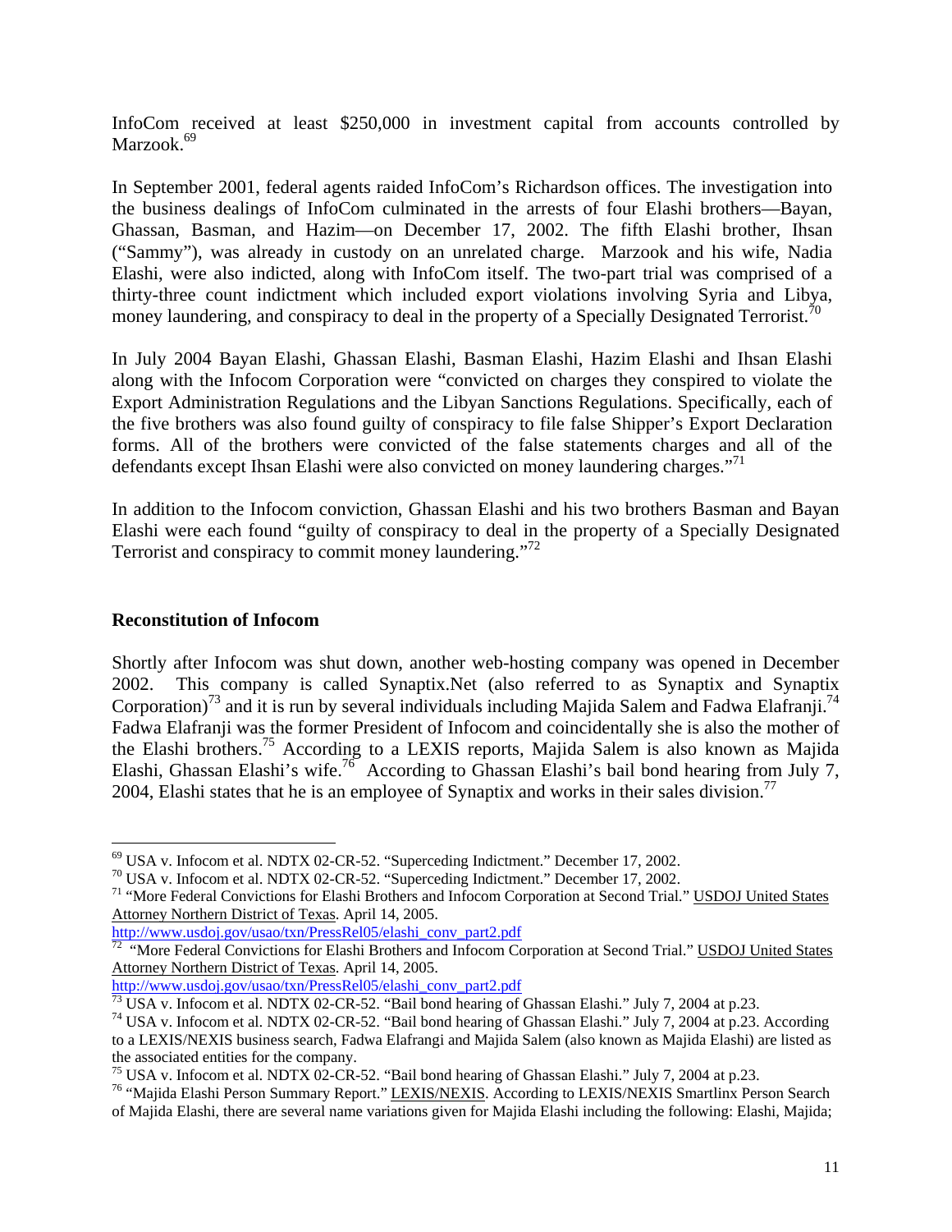InfoCom received at least $250,000 in investment capital from accounts controlled by Marzook.[69]

In September 2001, federal agents raided InfoCom's Richardson offices. The investigation into the business dealings of InfoCom culminated in the arrests of four Elashi brothers—Bayan, Ghassan, Basman, and Hazim—on December 17, 2002. The fifth Elashi brother, Ihsan ("Sammy"), was already in custody on an unrelated charge. Marzook and his wife, Nadia Elashi, were also indicted, along with InfoCom itself. The two-part trial was comprised of a thirty-three count indictment which included export violations involving Syria and Libya, money laundering, and conspiracy to deal in the property of a Specially Designated Terrorist.[70]

In July 2004 Bayan Elashi, Ghassan Elashi, Basman Elashi, Hazim Elashi and Ihsan Elashi along with the Infocom Corporation were "convicted on charges they conspired to violate the Export Administration Regulations and the Libyan Sanctions Regulations. Specifically, each of the five brothers was also found guilty of conspiracy to file false Shipper's Export Declaration forms. All of the brothers were convicted of the false statements charges and all of the defendants except Ihsan Elashi were also convicted on money laundering charges."[71]

In addition to the Infocom conviction, Ghassan Elashi and his two brothers Basman and Bayan Elashi were each found "guilty of conspiracy to deal in the property of a Specially Designated Terrorist and conspiracy to commit money laundering."[72]

**Reconstitution of Infocom**

Shortly after Infocom was shut down, another web-hosting company was opened in December 2002. This company is called Synaptix.Net (also referred to as Synaptix and Synaptix Corporation)[73] and it is run by several individuals including Majida Salem and Fadwa Elafranji.[74] Fadwa Elafranji was the former President of Infocom and coincidentally she is also the mother of the Elashi brothers.[75] According to a LEXIS reports, Majida Salem is also known as Majida Elashi, Ghassan Elashi's wife.[76] According to Ghassan Elashi's bail bond hearing from July 7, 2004, Elashi states that he is an employee of Synaptix and works in their sales division.[77]

---

[69] USA v. Infocom et al. NDTX 02-CR-52. "Superceding Indictment." December 17, 2002.

[70] USA v. Infocom et al. NDTX 02-CR-52. "Superceding Indictment." December 17, 2002.

[71] "More Federal Convictions for Elashi Brothers and Infocom Corporation at Second Trial." USDOJ United States Attorney Northern District of Texas. April 14, 2005. http://www.usdoj.gov/usao/txn/PressRel05/elashi_conv_part2.pdf

[72] "More Federal Convictions for Elashi Brothers and Infocom Corporation at Second Trial." USDOJ United States Attorney Northern District of Texas. April 14, 2005. http://www.usdoj.gov/usao/txn/PressRel05/elashi_conv_part2.pdf

[73] USA v. Infocom et al. NDTX 02-CR-52. "Bail bond hearing of Ghassan Elashi." July 7, 2004 at p.23.

[74] USA v. Infocom et al. NDTX 02-CR-52. "Bail bond hearing of Ghassan Elashi." July 7, 2004 at p.23. According to a LEXIS/NEXIS business search, Fadwa Elafrangi and Majida Salem (also known as Majida Elashi) are listed as the associated entities for the company.

[75] USA v. Infocom et al. NDTX 02-CR-52. "Bail bond hearing of Ghassan Elashi." July 7, 2004 at p.23.

[76] "Majida Elashi Person Summary Report." LEXIS/NEXIS. According to LEXIS/NEXIS Smartlinx Person Search of Majida Elashi, there are several name variations given for Majida Elashi including the following: Elashi, Majida;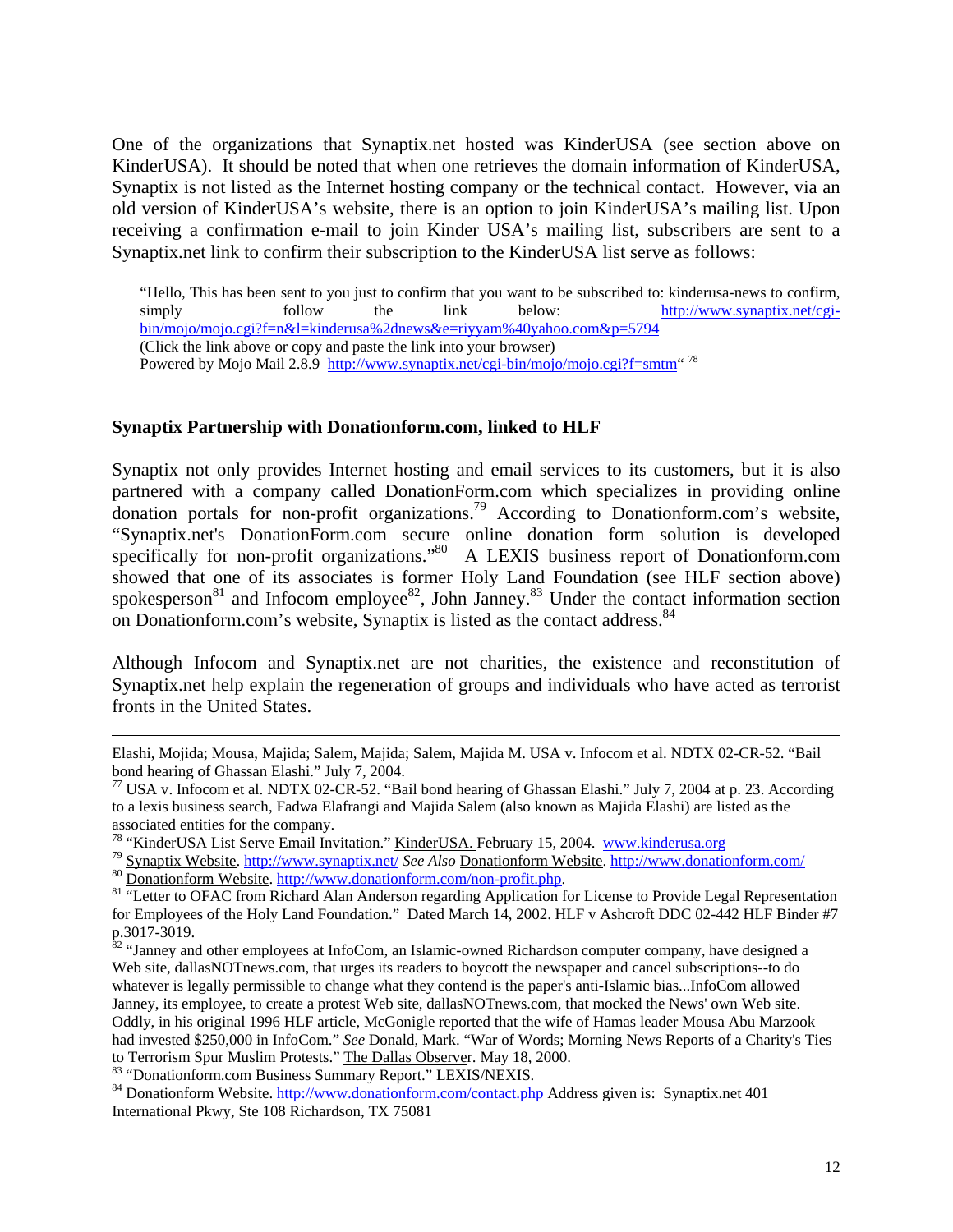One of the organizations that Synaptix.net hosted was KinderUSA (see section above on KinderUSA). It should be noted that when one retrieves the domain information of KinderUSA, Synaptix is not listed as the Internet hosting company or the technical contact. However, via an old version of KinderUSA's website, there is an option to join KinderUSA's mailing list. Upon receiving a confirmation e-mail to join Kinder USA's mailing list, subscribers are sent to a Synaptix.net link to confirm their subscription to the KinderUSA list serve as follows:

> "Hello, This has been sent to you just to confirm that you want to be subscribed to: kinderusa-news to confirm, simply follow the link below: http://www.synaptix.net/cgi-bin/mojo/mojo.cgi?f=n&l=kinderusa%2dnews&e=riyyam%40yahoo.com&p=5794
> (Click the link above or copy and paste the link into your browser)
> Powered by Mojo Mail 2.8.9 http://www.synaptix.net/cgi-bin/mojo/mojo.cgi?f=smtm" [78]

**Synaptix Partnership with Donationform.com, linked to HLF**

Synaptix not only provides Internet hosting and email services to its customers, but it is also partnered with a company called DonationForm.com which specializes in providing online donation portals for non-profit organizations.[79] According to Donationform.com's website, "Synaptix.net's DonationForm.com secure online donation form solution is developed specifically for non-profit organizations."[80] A LEXIS business report of Donationform.com showed that one of its associates is former Holy Land Foundation (see HLF section above) spokesperson[81] and Infocom employee[82], John Janney.[83] Under the contact information section on Donationform.com's website, Synaptix is listed as the contact address.[84]

Although Infocom and Synaptix.net are not charities, the existence and reconstitution of Synaptix.net help explain the regeneration of groups and individuals who have acted as terrorist fronts in the United States.

---

Elashi, Mojida; Mousa, Majida; Salem, Majida; Salem, Majida M. USA v. Infocom et al. NDTX 02-CR-52. "Bail bond hearing of Ghassan Elashi." July 7, 2004.

[77] USA v. Infocom et al. NDTX 02-CR-52. "Bail bond hearing of Ghassan Elashi." July 7, 2004 at p. 23. According to a lexis business search, Fadwa Elafrangi and Majida Salem (also known as Majida Elashi) are listed as the associated entities for the company.

[78] "KinderUSA List Serve Email Invitation." KinderUSA. February 15, 2004. www.kinderusa.org

[79] Synaptix Website. http://www.synaptix.net/ *See Also* Donationform Website. http://www.donationform.com/

[80] Donationform Website. http://www.donationform.com/non-profit.php.

[81] "Letter to OFAC from Richard Alan Anderson regarding Application for License to Provide Legal Representation for Employees of the Holy Land Foundation." Dated March 14, 2002. HLF v Ashcroft DDC 02-442 HLF Binder #7 p.3017-3019.

[82] "Janney and other employees at InfoCom, an Islamic-owned Richardson computer company, have designed a Web site, dallasNOTnews.com, that urges its readers to boycott the newspaper and cancel subscriptions--to do whatever is legally permissible to change what they contend is the paper's anti-Islamic bias...InfoCom allowed Janney, its employee, to create a protest Web site, dallasNOTnews.com, that mocked the News' own Web site. Oddly, in his original 1996 HLF article, McGonigle reported that the wife of Hamas leader Mousa Abu Marzook had invested $250,000 in InfoCom." *See* Donald, Mark. "War of Words; Morning News Reports of a Charity's Ties to Terrorism Spur Muslim Protests." The Dallas Observer. May 18, 2000.

[83] "Donationform.com Business Summary Report." LEXIS/NEXIS.

[84] Donationform Website. http://www.donationform.com/contact.php Address given is: Synaptix.net 401 International Pkwy, Ste 108 Richardson, TX 75081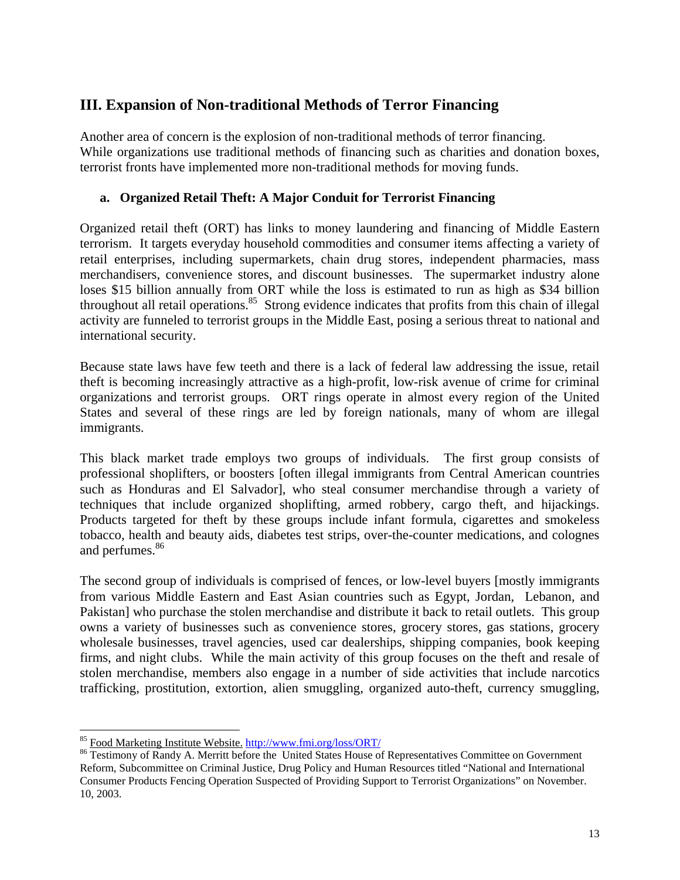## III. Expansion of Non-traditional Methods of Terror Financing

Another area of concern is the explosion of non-traditional methods of terror financing. While organizations use traditional methods of financing such as charities and donation boxes, terrorist fronts have implemented more non-traditional methods for moving funds.

### a. Organized Retail Theft: A Major Conduit for Terrorist Financing

Organized retail theft (ORT) has links to money laundering and financing of Middle Eastern terrorism. It targets everyday household commodities and consumer items affecting a variety of retail enterprises, including supermarkets, chain drug stores, independent pharmacies, mass merchandisers, convenience stores, and discount businesses. The supermarket industry alone loses $15 billion annually from ORT while the loss is estimated to run as high as $34 billion throughout all retail operations.[85] Strong evidence indicates that profits from this chain of illegal activity are funneled to terrorist groups in the Middle East, posing a serious threat to national and international security.

Because state laws have few teeth and there is a lack of federal law addressing the issue, retail theft is becoming increasingly attractive as a high-profit, low-risk avenue of crime for criminal organizations and terrorist groups. ORT rings operate in almost every region of the United States and several of these rings are led by foreign nationals, many of whom are illegal immigrants.

This black market trade employs two groups of individuals. The first group consists of professional shoplifters, or boosters [often illegal immigrants from Central American countries such as Honduras and El Salvador], who steal consumer merchandise through a variety of techniques that include organized shoplifting, armed robbery, cargo theft, and hijackings. Products targeted for theft by these groups include infant formula, cigarettes and smokeless tobacco, health and beauty aids, diabetes test strips, over-the-counter medications, and colognes and perfumes.[86]

The second group of individuals is comprised of fences, or low-level buyers [mostly immigrants from various Middle Eastern and East Asian countries such as Egypt, Jordan, Lebanon, and Pakistan] who purchase the stolen merchandise and distribute it back to retail outlets. This group owns a variety of businesses such as convenience stores, grocery stores, gas stations, grocery wholesale businesses, travel agencies, used car dealerships, shipping companies, book keeping firms, and night clubs. While the main activity of this group focuses on the theft and resale of stolen merchandise, members also engage in a number of side activities that include narcotics trafficking, prostitution, extortion, alien smuggling, organized auto-theft, currency smuggling,

---

[85] Food Marketing Institute Website. http://www.fmi.org/loss/ORT/

[86] Testimony of Randy A. Merritt before the United States House of Representatives Committee on Government Reform, Subcommittee on Criminal Justice, Drug Policy and Human Resources titled "National and International Consumer Products Fencing Operation Suspected of Providing Support to Terrorist Organizations" on November. 10, 2003.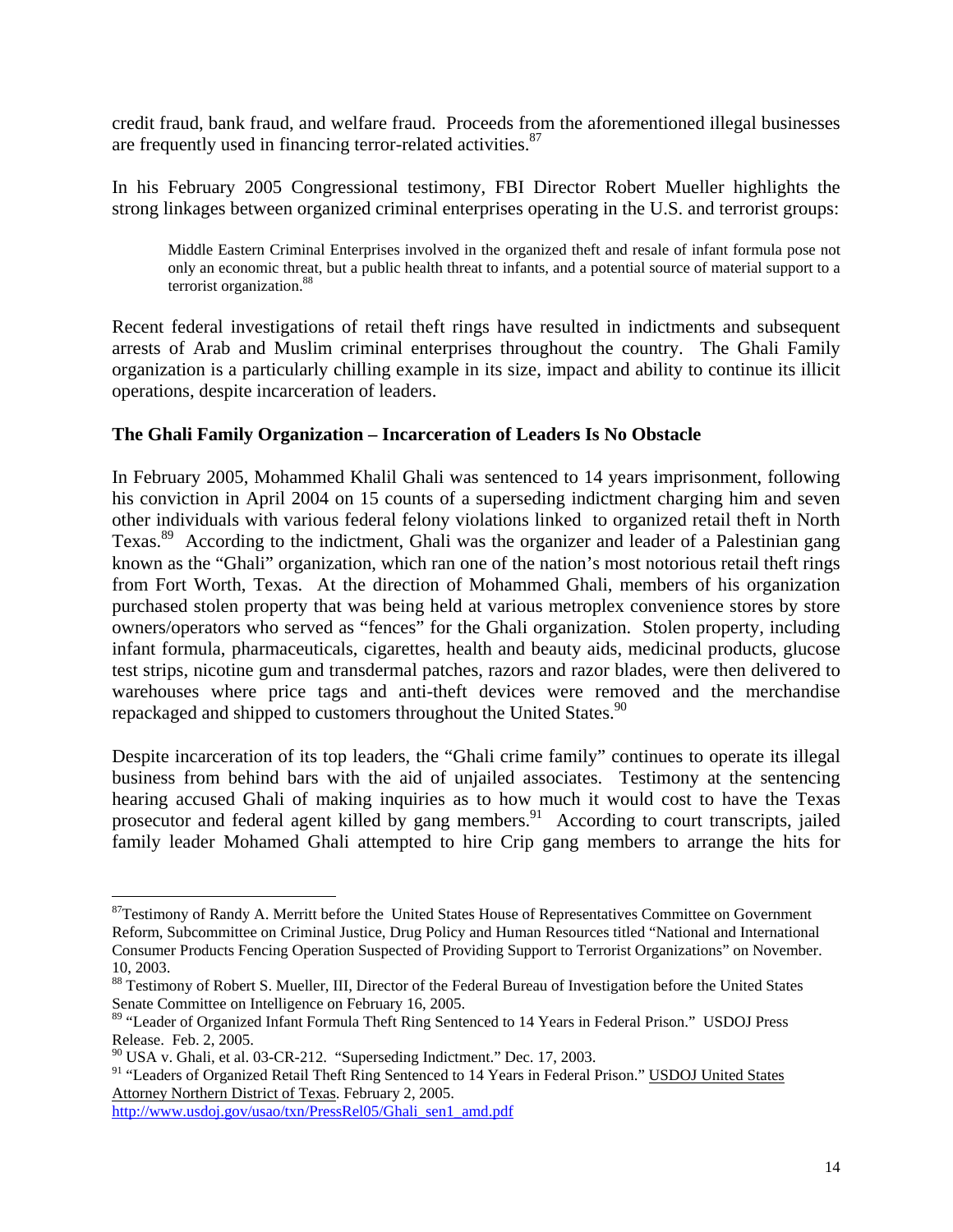credit fraud, bank fraud, and welfare fraud. Proceeds from the aforementioned illegal businesses are frequently used in financing terror-related activities.[87]

In his February 2005 Congressional testimony, FBI Director Robert Mueller highlights the strong linkages between organized criminal enterprises operating in the U.S. and terrorist groups:

> Middle Eastern Criminal Enterprises involved in the organized theft and resale of infant formula pose not only an economic threat, but a public health threat to infants, and a potential source of material support to a terrorist organization.[88]

Recent federal investigations of retail theft rings have resulted in indictments and subsequent arrests of Arab and Muslim criminal enterprises throughout the country. The Ghali Family organization is a particularly chilling example in its size, impact and ability to continue its illicit operations, despite incarceration of leaders.

**The Ghali Family Organization – Incarceration of Leaders Is No Obstacle**

In February 2005, Mohammed Khalil Ghali was sentenced to 14 years imprisonment, following his conviction in April 2004 on 15 counts of a superseding indictment charging him and seven other individuals with various federal felony violations linked to organized retail theft in North Texas.[89] According to the indictment, Ghali was the organizer and leader of a Palestinian gang known as the "Ghali" organization, which ran one of the nation's most notorious retail theft rings from Fort Worth, Texas. At the direction of Mohammed Ghali, members of his organization purchased stolen property that was being held at various metroplex convenience stores by store owners/operators who served as "fences" for the Ghali organization. Stolen property, including infant formula, pharmaceuticals, cigarettes, health and beauty aids, medicinal products, glucose test strips, nicotine gum and transdermal patches, razors and razor blades, were then delivered to warehouses where price tags and anti-theft devices were removed and the merchandise repackaged and shipped to customers throughout the United States.[90]

Despite incarceration of its top leaders, the "Ghali crime family" continues to operate its illegal business from behind bars with the aid of unjailed associates. Testimony at the sentencing hearing accused Ghali of making inquiries as to how much it would cost to have the Texas prosecutor and federal agent killed by gang members.[91] According to court transcripts, jailed family leader Mohamed Ghali attempted to hire Crip gang members to arrange the hits for

---

[87] Testimony of Randy A. Merritt before the United States House of Representatives Committee on Government Reform, Subcommittee on Criminal Justice, Drug Policy and Human Resources titled "National and International Consumer Products Fencing Operation Suspected of Providing Support to Terrorist Organizations" on November. 10, 2003.

[88] Testimony of Robert S. Mueller, III, Director of the Federal Bureau of Investigation before the United States Senate Committee on Intelligence on February 16, 2005.

[89] "Leader of Organized Infant Formula Theft Ring Sentenced to 14 Years in Federal Prison." USDOJ Press Release. Feb. 2, 2005.

[90] USA v. Ghali, et al. 03-CR-212. "Superseding Indictment." Dec. 17, 2003.

[91] "Leaders of Organized Retail Theft Ring Sentenced to 14 Years in Federal Prison." USDOJ United States Attorney Northern District of Texas. February 2, 2005. http://www.usdoj.gov/usao/txn/PressRel05/Ghali_sen1_amd.pdf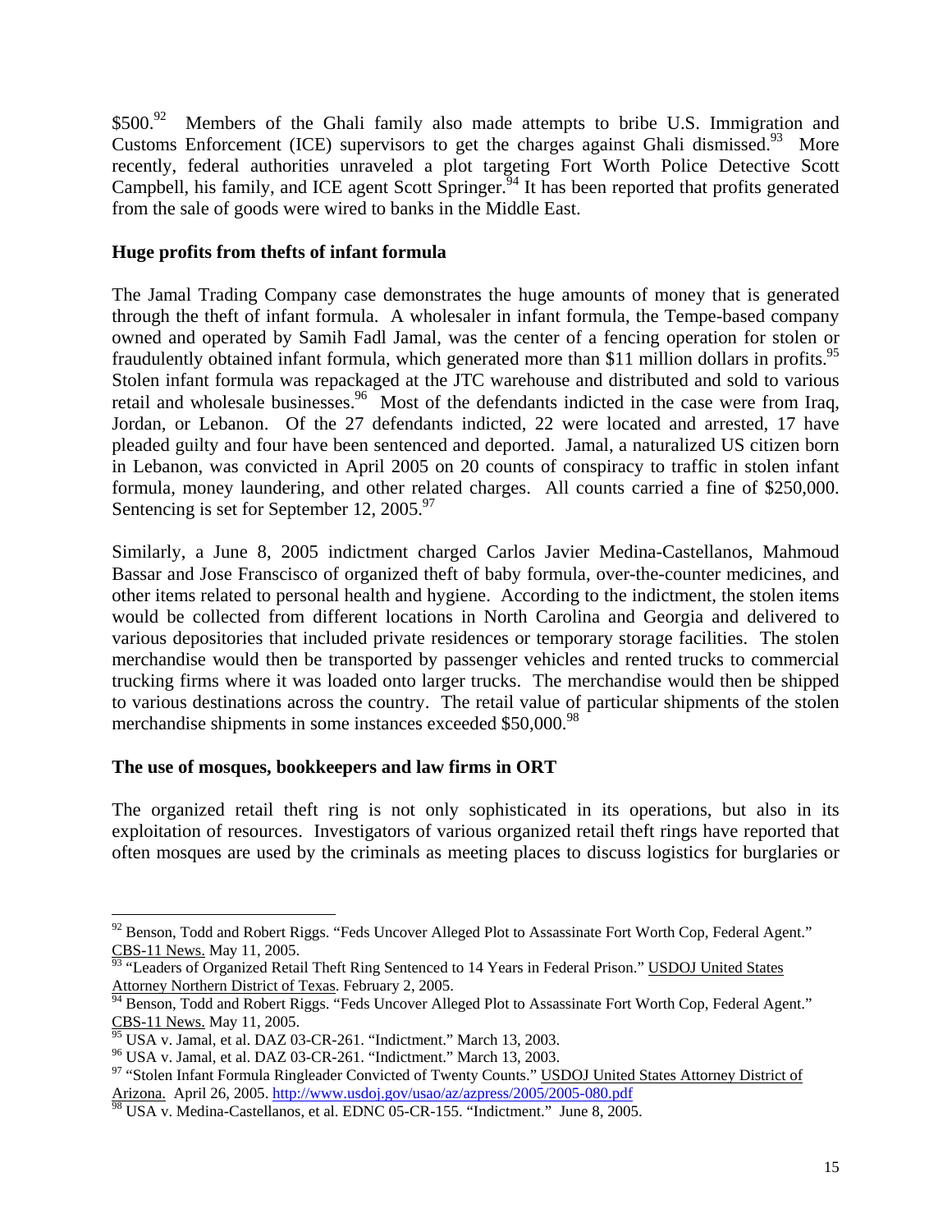\$500.[92] Members of the Ghali family also made attempts to bribe U.S. Immigration and Customs Enforcement (ICE) supervisors to get the charges against Ghali dismissed.[93] More recently, federal authorities unraveled a plot targeting Fort Worth Police Detective Scott Campbell, his family, and ICE agent Scott Springer.[94] It has been reported that profits generated from the sale of goods were wired to banks in the Middle East.

**Huge profits from thefts of infant formula**

The Jamal Trading Company case demonstrates the huge amounts of money that is generated through the theft of infant formula. A wholesaler in infant formula, the Tempe-based company owned and operated by Samih Fadl Jamal, was the center of a fencing operation for stolen or fraudulently obtained infant formula, which generated more than $11 million dollars in profits.[95] Stolen infant formula was repackaged at the JTC warehouse and distributed and sold to various retail and wholesale businesses.[96] Most of the defendants indicted in the case were from Iraq, Jordan, or Lebanon. Of the 27 defendants indicted, 22 were located and arrested, 17 have pleaded guilty and four have been sentenced and deported. Jamal, a naturalized US citizen born in Lebanon, was convicted in April 2005 on 20 counts of conspiracy to traffic in stolen infant formula, money laundering, and other related charges. All counts carried a fine of $250,000. Sentencing is set for September 12, 2005.[97]

Similarly, a June 8, 2005 indictment charged Carlos Javier Medina-Castellanos, Mahmoud Bassar and Jose Franscisco of organized theft of baby formula, over-the-counter medicines, and other items related to personal health and hygiene. According to the indictment, the stolen items would be collected from different locations in North Carolina and Georgia and delivered to various depositories that included private residences or temporary storage facilities. The stolen merchandise would then be transported by passenger vehicles and rented trucks to commercial trucking firms where it was loaded onto larger trucks. The merchandise would then be shipped to various destinations across the country. The retail value of particular shipments of the stolen merchandise shipments in some instances exceeded $50,000.[98]

**The use of mosques, bookkeepers and law firms in ORT**

The organized retail theft ring is not only sophisticated in its operations, but also in its exploitation of resources. Investigators of various organized retail theft rings have reported that often mosques are used by the criminals as meeting places to discuss logistics for burglaries or

---

[92] Benson, Todd and Robert Riggs. "Feds Uncover Alleged Plot to Assassinate Fort Worth Cop, Federal Agent." CBS-11 News. May 11, 2005.

[93] "Leaders of Organized Retail Theft Ring Sentenced to 14 Years in Federal Prison." USDOJ United States Attorney Northern District of Texas. February 2, 2005.

[94] Benson, Todd and Robert Riggs. "Feds Uncover Alleged Plot to Assassinate Fort Worth Cop, Federal Agent." CBS-11 News. May 11, 2005.

[95] USA v. Jamal, et al. DAZ 03-CR-261. "Indictment." March 13, 2003.

[96] USA v. Jamal, et al. DAZ 03-CR-261. "Indictment." March 13, 2003.

[97] "Stolen Infant Formula Ringleader Convicted of Twenty Counts." USDOJ United States Attorney District of Arizona. April 26, 2005. http://www.usdoj.gov/usao/az/azpress/2005/2005-080.pdf

[98] USA v. Medina-Castellanos, et al. EDNC 05-CR-155. "Indictment." June 8, 2005.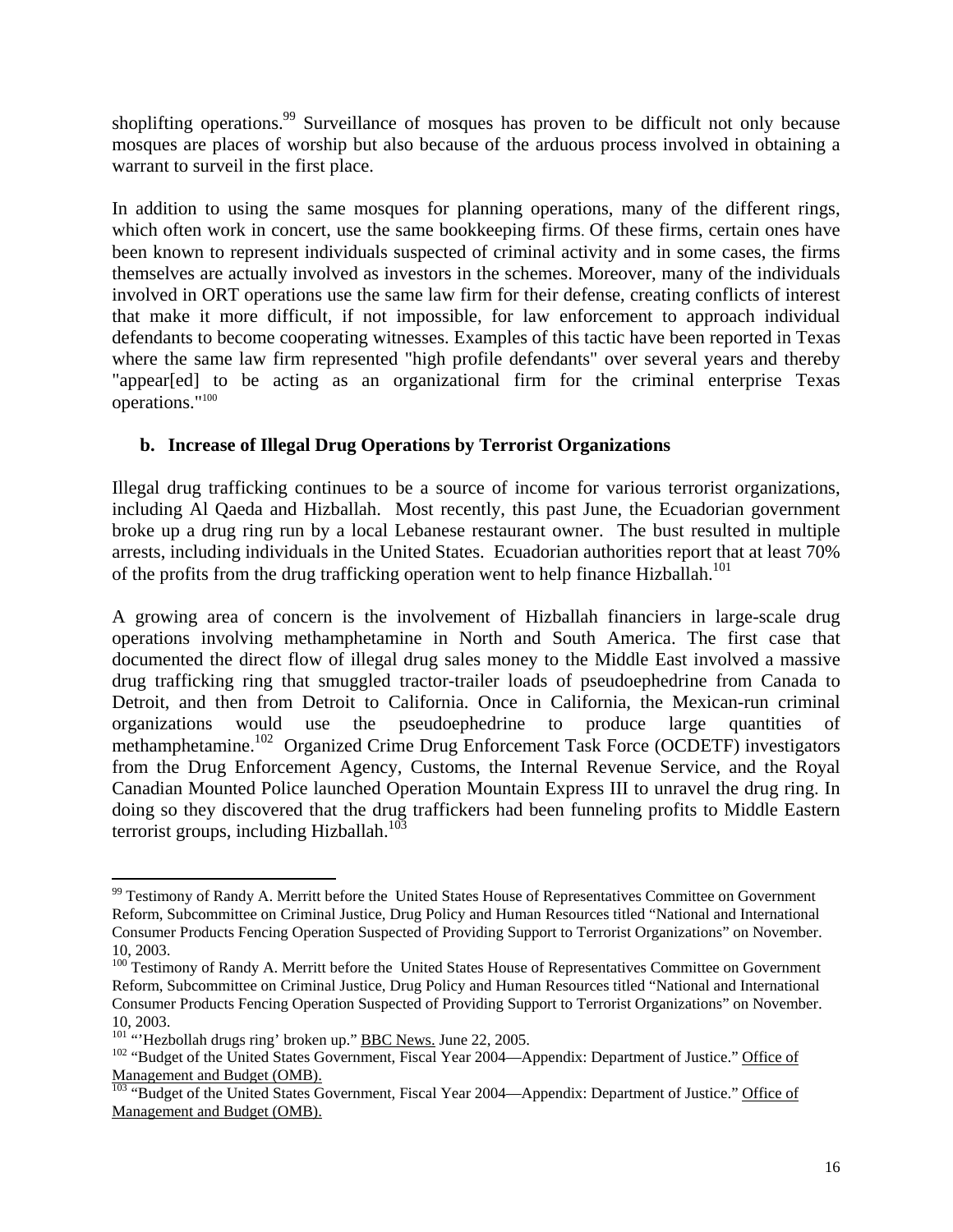shoplifting operations.[99] Surveillance of mosques has proven to be difficult not only because mosques are places of worship but also because of the arduous process involved in obtaining a warrant to surveil in the first place.

In addition to using the same mosques for planning operations, many of the different rings, which often work in concert, use the same bookkeeping firms. Of these firms, certain ones have been known to represent individuals suspected of criminal activity and in some cases, the firms themselves are actually involved as investors in the schemes. Moreover, many of the individuals involved in ORT operations use the same law firm for their defense, creating conflicts of interest that make it more difficult, if not impossible, for law enforcement to approach individual defendants to become cooperating witnesses. Examples of this tactic have been reported in Texas where the same law firm represented "high profile defendants" over several years and thereby "appear[ed] to be acting as an organizational firm for the criminal enterprise Texas operations."[100]

### b. Increase of Illegal Drug Operations by Terrorist Organizations

Illegal drug trafficking continues to be a source of income for various terrorist organizations, including Al Qaeda and Hizballah. Most recently, this past June, the Ecuadorian government broke up a drug ring run by a local Lebanese restaurant owner. The bust resulted in multiple arrests, including individuals in the United States. Ecuadorian authorities report that at least 70% of the profits from the drug trafficking operation went to help finance Hizballah.[101]

A growing area of concern is the involvement of Hizballah financiers in large-scale drug operations involving methamphetamine in North and South America. The first case that documented the direct flow of illegal drug sales money to the Middle East involved a massive drug trafficking ring that smuggled tractor-trailer loads of pseudoephedrine from Canada to Detroit, and then from Detroit to California. Once in California, the Mexican-run criminal organizations would use the pseudoephedrine to produce large quantities of methamphetamine.[102] Organized Crime Drug Enforcement Task Force (OCDETF) investigators from the Drug Enforcement Agency, Customs, the Internal Revenue Service, and the Royal Canadian Mounted Police launched Operation Mountain Express III to unravel the drug ring. In doing so they discovered that the drug traffickers had been funneling profits to Middle Eastern terrorist groups, including Hizballah.[103]

---

[99] Testimony of Randy A. Merritt before the United States House of Representatives Committee on Government Reform, Subcommittee on Criminal Justice, Drug Policy and Human Resources titled "National and International Consumer Products Fencing Operation Suspected of Providing Support to Terrorist Organizations" on November. 10, 2003.

[100] Testimony of Randy A. Merritt before the United States House of Representatives Committee on Government Reform, Subcommittee on Criminal Justice, Drug Policy and Human Resources titled "National and International Consumer Products Fencing Operation Suspected of Providing Support to Terrorist Organizations" on November. 10, 2003.

[101] "'Hezbollah drugs ring' broken up." BBC News. June 22, 2005.

[102] "Budget of the United States Government, Fiscal Year 2004—Appendix: Department of Justice." Office of Management and Budget (OMB).

[103] "Budget of the United States Government, Fiscal Year 2004—Appendix: Department of Justice." Office of Management and Budget (OMB).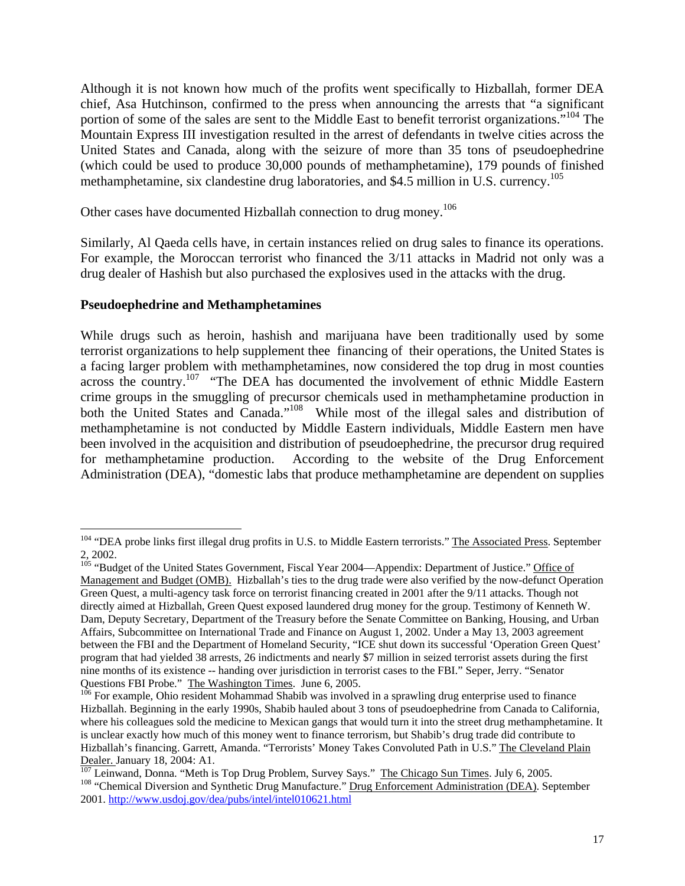Although it is not known how much of the profits went specifically to Hizballah, former DEA chief, Asa Hutchinson, confirmed to the press when announcing the arrests that "a significant portion of some of the sales are sent to the Middle East to benefit terrorist organizations."[104] The Mountain Express III investigation resulted in the arrest of defendants in twelve cities across the United States and Canada, along with the seizure of more than 35 tons of pseudoephedrine (which could be used to produce 30,000 pounds of methamphetamine), 179 pounds of finished methamphetamine, six clandestine drug laboratories, and $4.5 million in U.S. currency.[105]

Other cases have documented Hizballah connection to drug money.[106]

Similarly, Al Qaeda cells have, in certain instances relied on drug sales to finance its operations. For example, the Moroccan terrorist who financed the 3/11 attacks in Madrid not only was a drug dealer of Hashish but also purchased the explosives used in the attacks with the drug.

**Pseudoephedrine and Methamphetamines**

While drugs such as heroin, hashish and marijuana have been traditionally used by some terrorist organizations to help supplement thee financing of their operations, the United States is a facing larger problem with methamphetamines, now considered the top drug in most counties across the country.[107] "The DEA has documented the involvement of ethnic Middle Eastern crime groups in the smuggling of precursor chemicals used in methamphetamine production in both the United States and Canada."[108] While most of the illegal sales and distribution of methamphetamine is not conducted by Middle Eastern individuals, Middle Eastern men have been involved in the acquisition and distribution of pseudoephedrine, the precursor drug required for methamphetamine production. According to the website of the Drug Enforcement Administration (DEA), "domestic labs that produce methamphetamine are dependent on supplies

---

[104] "DEA probe links first illegal drug profits in U.S. to Middle Eastern terrorists." The Associated Press. September 2, 2002.

[105] "Budget of the United States Government, Fiscal Year 2004—Appendix: Department of Justice." Office of Management and Budget (OMB). Hizballah's ties to the drug trade were also verified by the now-defunct Operation Green Quest, a multi-agency task force on terrorist financing created in 2001 after the 9/11 attacks. Though not directly aimed at Hizballah, Green Quest exposed laundered drug money for the group. Testimony of Kenneth W. Dam, Deputy Secretary, Department of the Treasury before the Senate Committee on Banking, Housing, and Urban Affairs, Subcommittee on International Trade and Finance on August 1, 2002. Under a May 13, 2003 agreement between the FBI and the Department of Homeland Security, "ICE shut down its successful 'Operation Green Quest' program that had yielded 38 arrests, 26 indictments and nearly $7 million in seized terrorist assets during the first nine months of its existence -- handing over jurisdiction in terrorist cases to the FBI." Seper, Jerry. "Senator Questions FBI Probe." The Washington Times. June 6, 2005.

[106] For example, Ohio resident Mohammad Shabib was involved in a sprawling drug enterprise used to finance Hizballah. Beginning in the early 1990s, Shabib hauled about 3 tons of pseudoephedrine from Canada to California, where his colleagues sold the medicine to Mexican gangs that would turn it into the street drug methamphetamine. It is unclear exactly how much of this money went to finance terrorism, but Shabib's drug trade did contribute to Hizballah's financing. Garrett, Amanda. "Terrorists' Money Takes Convoluted Path in U.S." The Cleveland Plain Dealer. January 18, 2004: A1.

[107] Leinwand, Donna. "Meth is Top Drug Problem, Survey Says." The Chicago Sun Times. July 6, 2005.

[108] "Chemical Diversion and Synthetic Drug Manufacture." Drug Enforcement Administration (DEA). September 2001. http://www.usdoj.gov/dea/pubs/intel/intel010621.html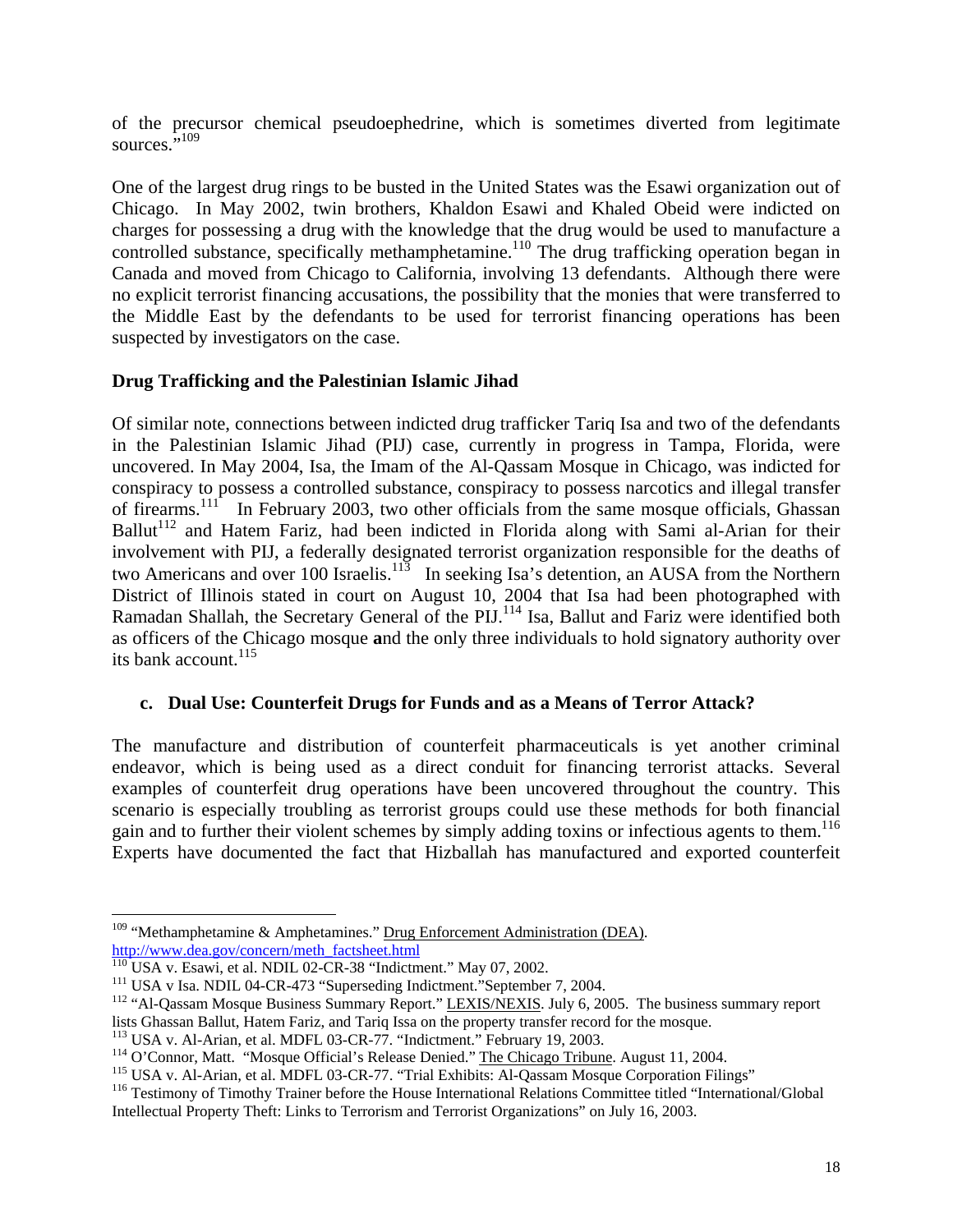of the precursor chemical pseudoephedrine, which is sometimes diverted from legitimate sources."[109]

One of the largest drug rings to be busted in the United States was the Esawi organization out of Chicago. In May 2002, twin brothers, Khaldon Esawi and Khaled Obeid were indicted on charges for possessing a drug with the knowledge that the drug would be used to manufacture a controlled substance, specifically methamphetamine.[110] The drug trafficking operation began in Canada and moved from Chicago to California, involving 13 defendants. Although there were no explicit terrorist financing accusations, the possibility that the monies that were transferred to the Middle East by the defendants to be used for terrorist financing operations has been suspected by investigators on the case.

**Drug Trafficking and the Palestinian Islamic Jihad**

Of similar note, connections between indicted drug trafficker Tariq Isa and two of the defendants in the Palestinian Islamic Jihad (PIJ) case, currently in progress in Tampa, Florida, were uncovered. In May 2004, Isa, the Imam of the Al-Qassam Mosque in Chicago, was indicted for conspiracy to possess a controlled substance, conspiracy to possess narcotics and illegal transfer of firearms.[111] In February 2003, two other officials from the same mosque officials, Ghassan Ballut[112] and Hatem Fariz, had been indicted in Florida along with Sami al-Arian for their involvement with PIJ, a federally designated terrorist organization responsible for the deaths of two Americans and over 100 Israelis.[113] In seeking Isa's detention, an AUSA from the Northern District of Illinois stated in court on August 10, 2004 that Isa had been photographed with Ramadan Shallah, the Secretary General of the PIJ.[114] Isa, Ballut and Fariz were identified both as officers of the Chicago mosque **a**nd the only three individuals to hold signatory authority over its bank account.[115]

### c. Dual Use: Counterfeit Drugs for Funds and as a Means of Terror Attack?

The manufacture and distribution of counterfeit pharmaceuticals is yet another criminal endeavor, which is being used as a direct conduit for financing terrorist attacks. Several examples of counterfeit drug operations have been uncovered throughout the country. This scenario is especially troubling as terrorist groups could use these methods for both financial gain and to further their violent schemes by simply adding toxins or infectious agents to them.[116] Experts have documented the fact that Hizballah has manufactured and exported counterfeit

---

[109] "Methamphetamine & Amphetamines." Drug Enforcement Administration (DEA). http://www.dea.gov/concern/meth_factsheet.html

[110] USA v. Esawi, et al. NDIL 02-CR-38 "Indictment." May 07, 2002.

[111] USA v Isa. NDIL 04-CR-473 "Superseding Indictment."September 7, 2004.

[112] "Al-Qassam Mosque Business Summary Report." LEXIS/NEXIS. July 6, 2005. The business summary report lists Ghassan Ballut, Hatem Fariz, and Tariq Issa on the property transfer record for the mosque.

[113] USA v. Al-Arian, et al. MDFL 03-CR-77. "Indictment." February 19, 2003.

[114] O'Connor, Matt. "Mosque Official's Release Denied." The Chicago Tribune. August 11, 2004.

[115] USA v. Al-Arian, et al. MDFL 03-CR-77. "Trial Exhibits: Al-Qassam Mosque Corporation Filings"

[116] Testimony of Timothy Trainer before the House International Relations Committee titled "International/Global Intellectual Property Theft: Links to Terrorism and Terrorist Organizations" on July 16, 2003.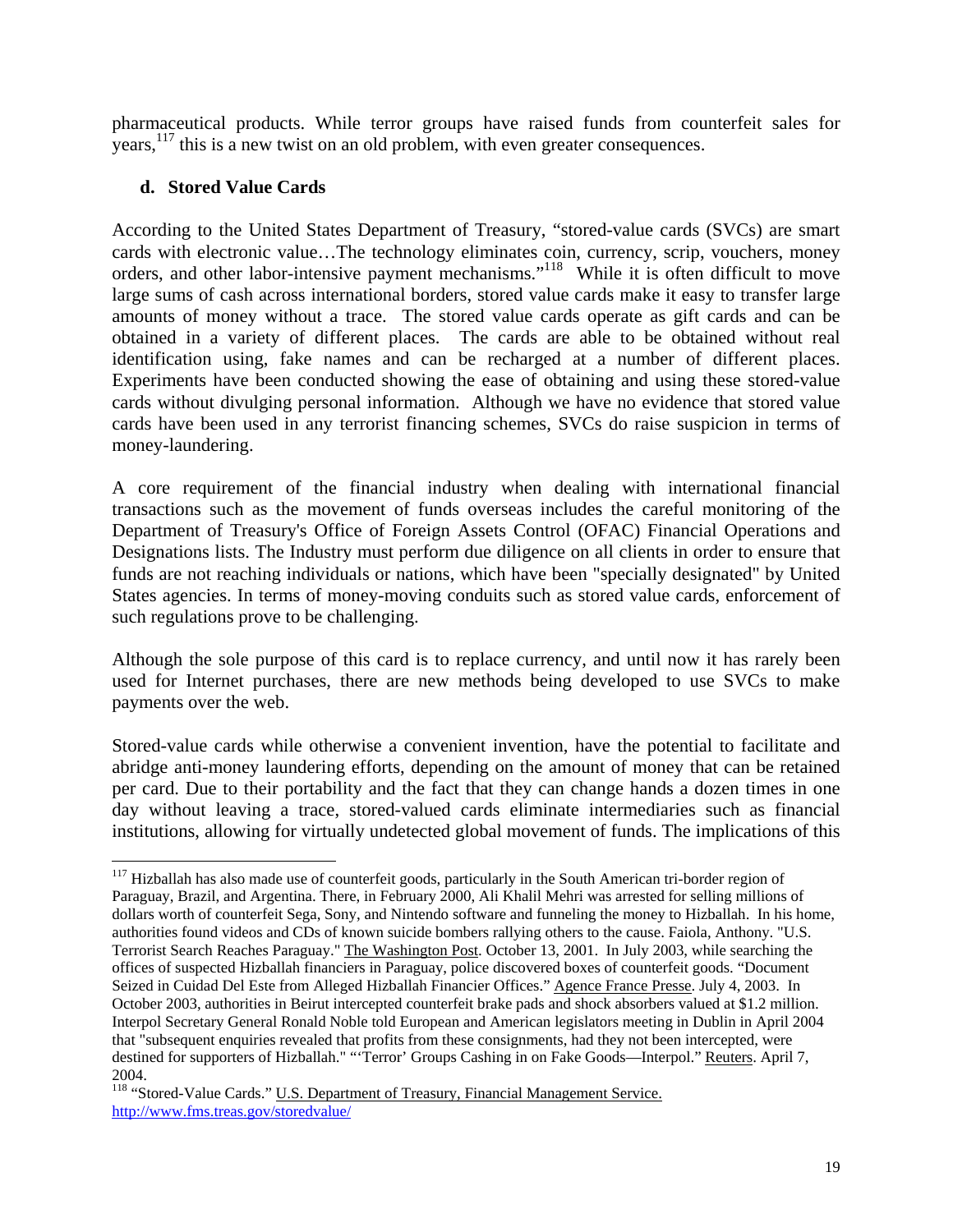pharmaceutical products. While terror groups have raised funds from counterfeit sales for years,[117] this is a new twist on an old problem, with even greater consequences.

### d. Stored Value Cards

According to the United States Department of Treasury, "stored-value cards (SVCs) are smart cards with electronic value…The technology eliminates coin, currency, scrip, vouchers, money orders, and other labor-intensive payment mechanisms."[118] While it is often difficult to move large sums of cash across international borders, stored value cards make it easy to transfer large amounts of money without a trace. The stored value cards operate as gift cards and can be obtained in a variety of different places. The cards are able to be obtained without real identification using, fake names and can be recharged at a number of different places. Experiments have been conducted showing the ease of obtaining and using these stored-value cards without divulging personal information. Although we have no evidence that stored value cards have been used in any terrorist financing schemes, SVCs do raise suspicion in terms of money-laundering.

A core requirement of the financial industry when dealing with international financial transactions such as the movement of funds overseas includes the careful monitoring of the Department of Treasury's Office of Foreign Assets Control (OFAC) Financial Operations and Designations lists. The Industry must perform due diligence on all clients in order to ensure that funds are not reaching individuals or nations, which have been "specially designated" by United States agencies. In terms of money-moving conduits such as stored value cards, enforcement of such regulations prove to be challenging.

Although the sole purpose of this card is to replace currency, and until now it has rarely been used for Internet purchases, there are new methods being developed to use SVCs to make payments over the web.

Stored-value cards while otherwise a convenient invention, have the potential to facilitate and abridge anti-money laundering efforts, depending on the amount of money that can be retained per card. Due to their portability and the fact that they can change hands a dozen times in one day without leaving a trace, stored-valued cards eliminate intermediaries such as financial institutions, allowing for virtually undetected global movement of funds. The implications of this

---

[117] Hizballah has also made use of counterfeit goods, particularly in the South American tri-border region of Paraguay, Brazil, and Argentina. There, in February 2000, Ali Khalil Mehri was arrested for selling millions of dollars worth of counterfeit Sega, Sony, and Nintendo software and funneling the money to Hizballah. In his home, authorities found videos and CDs of known suicide bombers rallying others to the cause. Faiola, Anthony. "U.S. Terrorist Search Reaches Paraguay." The Washington Post. October 13, 2001. In July 2003, while searching the offices of suspected Hizballah financiers in Paraguay, police discovered boxes of counterfeit goods. "Document Seized in Cuidad Del Este from Alleged Hizballah Financier Offices." Agence France Presse. July 4, 2003. In October 2003, authorities in Beirut intercepted counterfeit brake pads and shock absorbers valued at $1.2 million. Interpol Secretary General Ronald Noble told European and American legislators meeting in Dublin in April 2004 that "subsequent enquiries revealed that profits from these consignments, had they not been intercepted, were destined for supporters of Hizballah." "'Terror' Groups Cashing in on Fake Goods—Interpol." Reuters. April 7, 2004.

[118] "Stored-Value Cards." U.S. Department of Treasury, Financial Management Service. http://www.fms.treas.gov/storedvalue/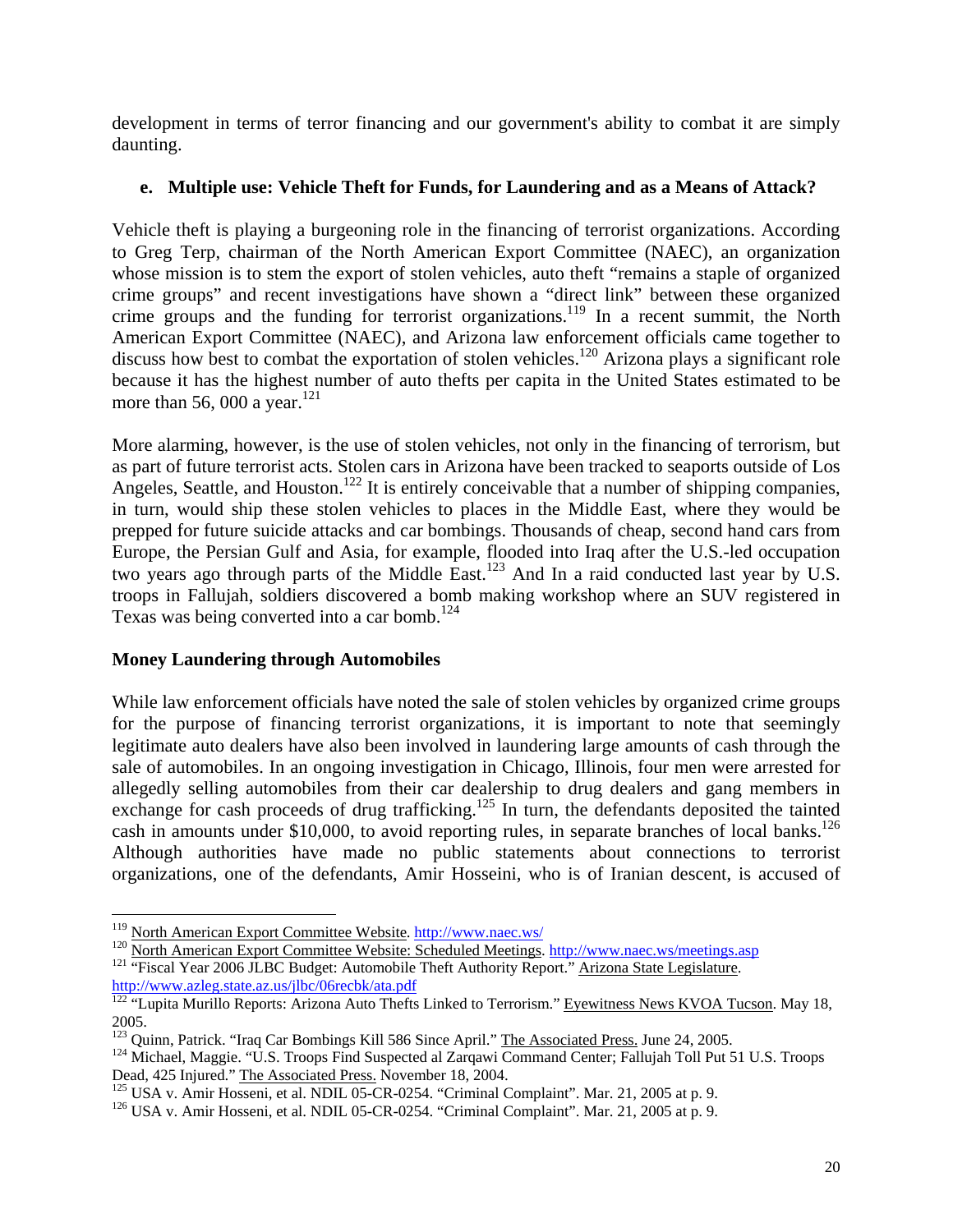development in terms of terror financing and our government's ability to combat it are simply daunting.

### e. Multiple use: Vehicle Theft for Funds, for Laundering and as a Means of Attack?

Vehicle theft is playing a burgeoning role in the financing of terrorist organizations. According to Greg Terp, chairman of the North American Export Committee (NAEC), an organization whose mission is to stem the export of stolen vehicles, auto theft "remains a staple of organized crime groups" and recent investigations have shown a "direct link" between these organized crime groups and the funding for terrorist organizations.[119] In a recent summit, the North American Export Committee (NAEC), and Arizona law enforcement officials came together to discuss how best to combat the exportation of stolen vehicles.[120] Arizona plays a significant role because it has the highest number of auto thefts per capita in the United States estimated to be more than 56, 000 a year.[121]

More alarming, however, is the use of stolen vehicles, not only in the financing of terrorism, but as part of future terrorist acts. Stolen cars in Arizona have been tracked to seaports outside of Los Angeles, Seattle, and Houston.[122] It is entirely conceivable that a number of shipping companies, in turn, would ship these stolen vehicles to places in the Middle East, where they would be prepped for future suicide attacks and car bombings. Thousands of cheap, second hand cars from Europe, the Persian Gulf and Asia, for example, flooded into Iraq after the U.S.-led occupation two years ago through parts of the Middle East.[123] And In a raid conducted last year by U.S. troops in Fallujah, soldiers discovered a bomb making workshop where an SUV registered in Texas was being converted into a car bomb.[124]

### Money Laundering through Automobiles

While law enforcement officials have noted the sale of stolen vehicles by organized crime groups for the purpose of financing terrorist organizations, it is important to note that seemingly legitimate auto dealers have also been involved in laundering large amounts of cash through the sale of automobiles. In an ongoing investigation in Chicago, Illinois, four men were arrested for allegedly selling automobiles from their car dealership to drug dealers and gang members in exchange for cash proceeds of drug trafficking.[125] In turn, the defendants deposited the tainted cash in amounts under $10,000, to avoid reporting rules, in separate branches of local banks.[126] Although authorities have made no public statements about connections to terrorist organizations, one of the defendants, Amir Hosseini, who is of Iranian descent, is accused of

---

[119] North American Export Committee Website. http://www.naec.ws/

[120] North American Export Committee Website: Scheduled Meetings. http://www.naec.ws/meetings.asp

[121] "Fiscal Year 2006 JLBC Budget: Automobile Theft Authority Report." Arizona State Legislature. http://www.azleg.state.az.us/jlbc/06recbk/ata.pdf

[122] "Lupita Murillo Reports: Arizona Auto Thefts Linked to Terrorism." Eyewitness News KVOA Tucson. May 18, 2005.

[123] Quinn, Patrick. "Iraq Car Bombings Kill 586 Since April." The Associated Press. June 24, 2005.

[124] Michael, Maggie. "U.S. Troops Find Suspected al Zarqawi Command Center; Fallujah Toll Put 51 U.S. Troops Dead, 425 Injured." The Associated Press. November 18, 2004.

[125] USA v. Amir Hosseni, et al. NDIL 05-CR-0254. "Criminal Complaint". Mar. 21, 2005 at p. 9.

[126] USA v. Amir Hosseni, et al. NDIL 05-CR-0254. "Criminal Complaint". Mar. 21, 2005 at p. 9.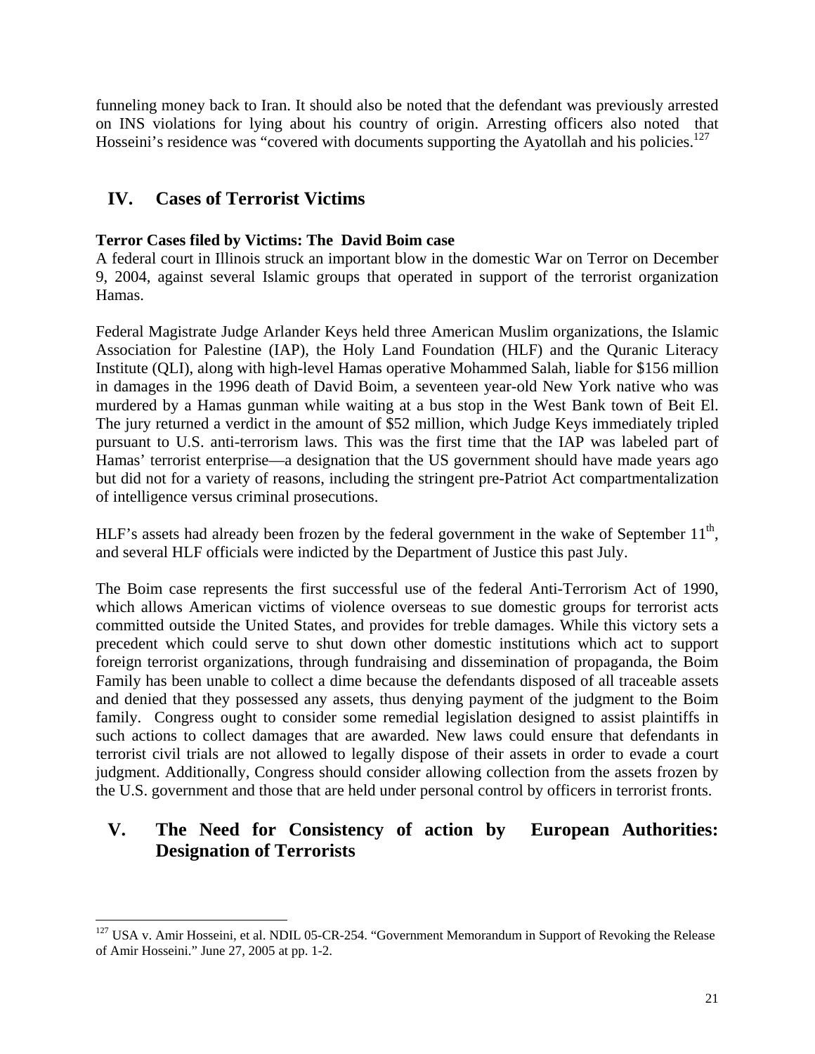funneling money back to Iran. It should also be noted that the defendant was previously arrested on INS violations for lying about his country of origin. Arresting officers also noted that Hosseini's residence was "covered with documents supporting the Ayatollah and his policies.[127]

## IV. Cases of Terrorist Victims

**Terror Cases filed by Victims: The David Boim case**

A federal court in Illinois struck an important blow in the domestic War on Terror on December 9, 2004, against several Islamic groups that operated in support of the terrorist organization Hamas.

Federal Magistrate Judge Arlander Keys held three American Muslim organizations, the Islamic Association for Palestine (IAP), the Holy Land Foundation (HLF) and the Quranic Literacy Institute (QLI), along with high-level Hamas operative Mohammed Salah, liable for $156 million in damages in the 1996 death of David Boim, a seventeen year-old New York native who was murdered by a Hamas gunman while waiting at a bus stop in the West Bank town of Beit El. The jury returned a verdict in the amount of $52 million, which Judge Keys immediately tripled pursuant to U.S. anti-terrorism laws. This was the first time that the IAP was labeled part of Hamas' terrorist enterprise—a designation that the US government should have made years ago but did not for a variety of reasons, including the stringent pre-Patriot Act compartmentalization of intelligence versus criminal prosecutions.

HLF's assets had already been frozen by the federal government in the wake of September 11th, and several HLF officials were indicted by the Department of Justice this past July.

The Boim case represents the first successful use of the federal Anti-Terrorism Act of 1990, which allows American victims of violence overseas to sue domestic groups for terrorist acts committed outside the United States, and provides for treble damages. While this victory sets a precedent which could serve to shut down other domestic institutions which act to support foreign terrorist organizations, through fundraising and dissemination of propaganda, the Boim Family has been unable to collect a dime because the defendants disposed of all traceable assets and denied that they possessed any assets, thus denying payment of the judgment to the Boim family. Congress ought to consider some remedial legislation designed to assist plaintiffs in such actions to collect damages that are awarded. New laws could ensure that defendants in terrorist civil trials are not allowed to legally dispose of their assets in order to evade a court judgment. Additionally, Congress should consider allowing collection from the assets frozen by the U.S. government and those that are held under personal control by officers in terrorist fronts.

## V. The Need for Consistency of action by European Authorities: Designation of Terrorists

---

[127] USA v. Amir Hosseini, et al. NDIL 05-CR-254. "Government Memorandum in Support of Revoking the Release of Amir Hosseini." June 27, 2005 at pp. 1-2.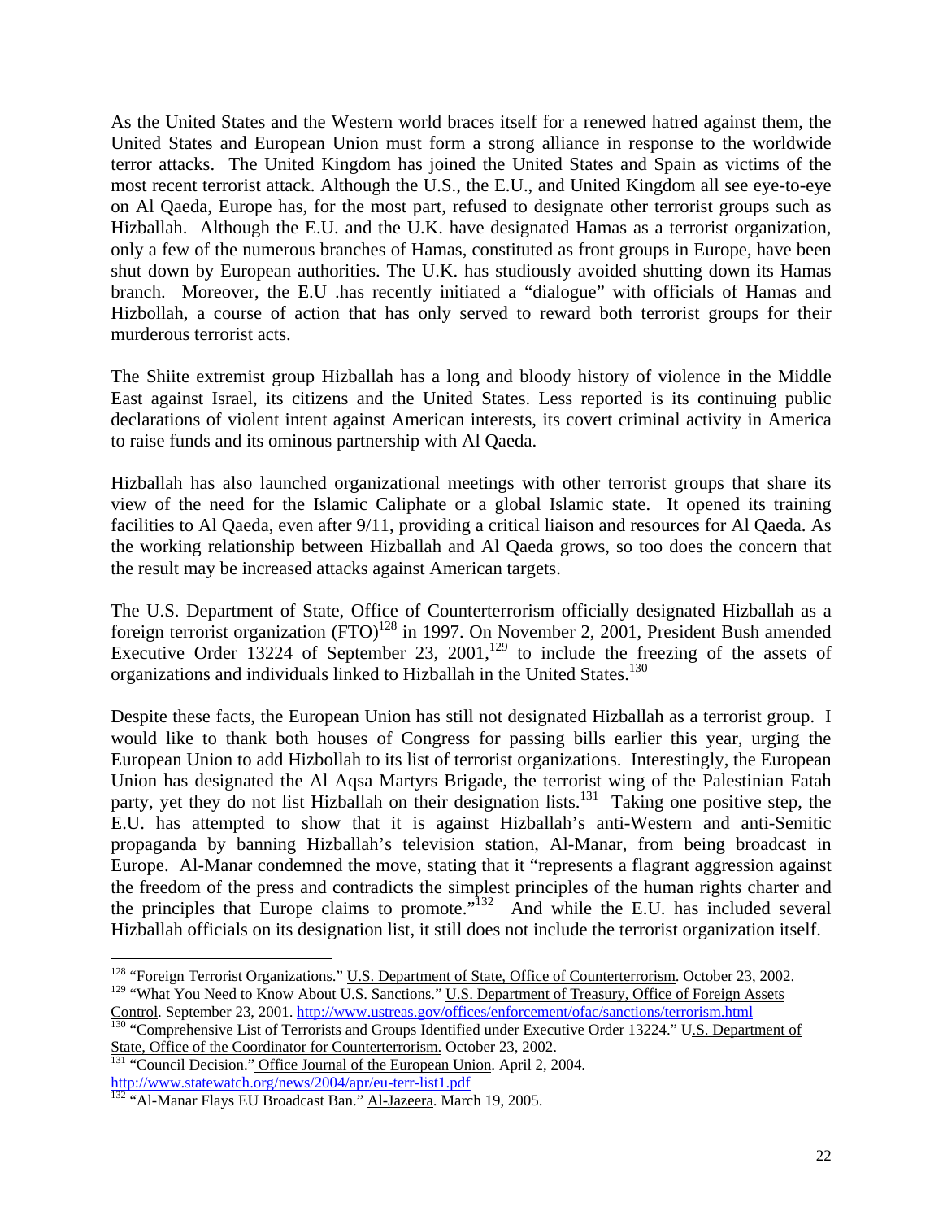As the United States and the Western world braces itself for a renewed hatred against them, the United States and European Union must form a strong alliance in response to the worldwide terror attacks. The United Kingdom has joined the United States and Spain as victims of the most recent terrorist attack. Although the U.S., the E.U., and United Kingdom all see eye-to-eye on Al Qaeda, Europe has, for the most part, refused to designate other terrorist groups such as Hizballah. Although the E.U. and the U.K. have designated Hamas as a terrorist organization, only a few of the numerous branches of Hamas, constituted as front groups in Europe, have been shut down by European authorities. The U.K. has studiously avoided shutting down its Hamas branch. Moreover, the E.U .has recently initiated a "dialogue" with officials of Hamas and Hizbollah, a course of action that has only served to reward both terrorist groups for their murderous terrorist acts.

The Shiite extremist group Hizballah has a long and bloody history of violence in the Middle East against Israel, its citizens and the United States. Less reported is its continuing public declarations of violent intent against American interests, its covert criminal activity in America to raise funds and its ominous partnership with Al Qaeda.

Hizballah has also launched organizational meetings with other terrorist groups that share its view of the need for the Islamic Caliphate or a global Islamic state. It opened its training facilities to Al Qaeda, even after 9/11, providing a critical liaison and resources for Al Qaeda. As the working relationship between Hizballah and Al Qaeda grows, so too does the concern that the result may be increased attacks against American targets.

The U.S. Department of State, Office of Counterterrorism officially designated Hizballah as a foreign terrorist organization (FTO)[128] in 1997. On November 2, 2001, President Bush amended Executive Order 13224 of September 23, 2001,[129] to include the freezing of the assets of organizations and individuals linked to Hizballah in the United States.[130]

Despite these facts, the European Union has still not designated Hizballah as a terrorist group. I would like to thank both houses of Congress for passing bills earlier this year, urging the European Union to add Hizbollah to its list of terrorist organizations. Interestingly, the European Union has designated the Al Aqsa Martyrs Brigade, the terrorist wing of the Palestinian Fatah party, yet they do not list Hizballah on their designation lists.[131] Taking one positive step, the E.U. has attempted to show that it is against Hizballah's anti-Western and anti-Semitic propaganda by banning Hizballah's television station, Al-Manar, from being broadcast in Europe. Al-Manar condemned the move, stating that it "represents a flagrant aggression against the freedom of the press and contradicts the simplest principles of the human rights charter and the principles that Europe claims to promote."[132] And while the E.U. has included several Hizballah officials on its designation list, it still does not include the terrorist organization itself.

---

[128] "Foreign Terrorist Organizations." U.S. Department of State, Office of Counterterrorism. October 23, 2002.

[129] "What You Need to Know About U.S. Sanctions." U.S. Department of Treasury, Office of Foreign Assets Control. September 23, 2001. http://www.ustreas.gov/offices/enforcement/ofac/sanctions/terrorism.html

[130] "Comprehensive List of Terrorists and Groups Identified under Executive Order 13224." U.S. Department of State, Office of the Coordinator for Counterterrorism. October 23, 2002.

[131] "Council Decision." Office Journal of the European Union. April 2, 2004. http://www.statewatch.org/news/2004/apr/eu-terr-list1.pdf

[132] "Al-Manar Flays EU Broadcast Ban." Al-Jazeera. March 19, 2005.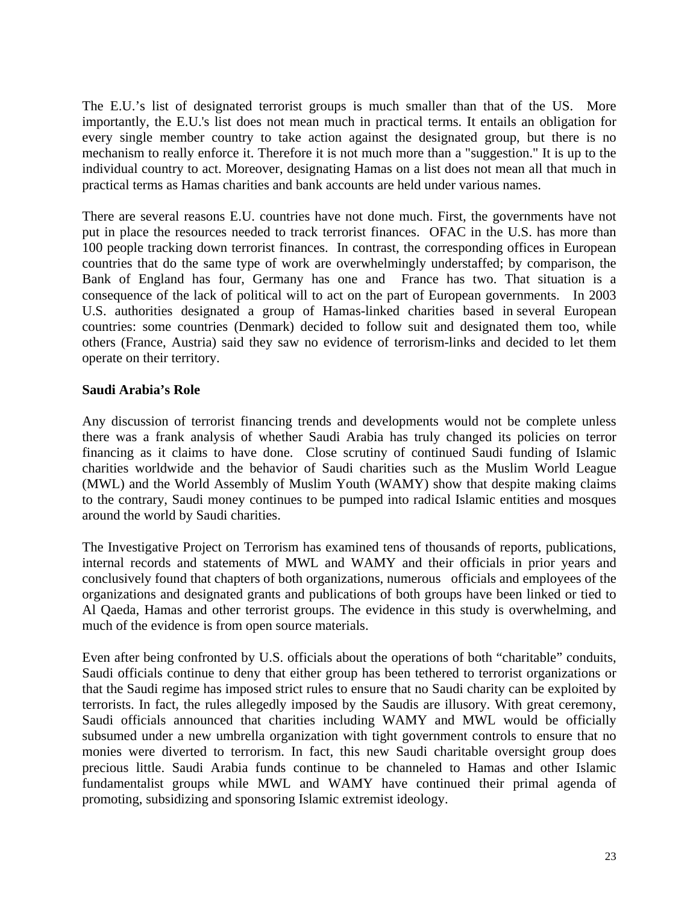The E.U.'s list of designated terrorist groups is much smaller than that of the US. More importantly, the E.U.'s list does not mean much in practical terms. It entails an obligation for every single member country to take action against the designated group, but there is no mechanism to really enforce it. Therefore it is not much more than a "suggestion." It is up to the individual country to act. Moreover, designating Hamas on a list does not mean all that much in practical terms as Hamas charities and bank accounts are held under various names.

There are several reasons E.U. countries have not done much. First, the governments have not put in place the resources needed to track terrorist finances. OFAC in the U.S. has more than 100 people tracking down terrorist finances. In contrast, the corresponding offices in European countries that do the same type of work are overwhelmingly understaffed; by comparison, the Bank of England has four, Germany has one and France has two. That situation is a consequence of the lack of political will to act on the part of European governments. In 2003 U.S. authorities designated a group of Hamas-linked charities based in several European countries: some countries (Denmark) decided to follow suit and designated them too, while others (France, Austria) said they saw no evidence of terrorism-links and decided to let them operate on their territory.

**Saudi Arabia's Role**

Any discussion of terrorist financing trends and developments would not be complete unless there was a frank analysis of whether Saudi Arabia has truly changed its policies on terror financing as it claims to have done. Close scrutiny of continued Saudi funding of Islamic charities worldwide and the behavior of Saudi charities such as the Muslim World League (MWL) and the World Assembly of Muslim Youth (WAMY) show that despite making claims to the contrary, Saudi money continues to be pumped into radical Islamic entities and mosques around the world by Saudi charities.

The Investigative Project on Terrorism has examined tens of thousands of reports, publications, internal records and statements of MWL and WAMY and their officials in prior years and conclusively found that chapters of both organizations, numerous officials and employees of the organizations and designated grants and publications of both groups have been linked or tied to Al Qaeda, Hamas and other terrorist groups. The evidence in this study is overwhelming, and much of the evidence is from open source materials.

Even after being confronted by U.S. officials about the operations of both "charitable" conduits, Saudi officials continue to deny that either group has been tethered to terrorist organizations or that the Saudi regime has imposed strict rules to ensure that no Saudi charity can be exploited by terrorists. In fact, the rules allegedly imposed by the Saudis are illusory. With great ceremony, Saudi officials announced that charities including WAMY and MWL would be officially subsumed under a new umbrella organization with tight government controls to ensure that no monies were diverted to terrorism. In fact, this new Saudi charitable oversight group does precious little. Saudi Arabia funds continue to be channeled to Hamas and other Islamic fundamentalist groups while MWL and WAMY have continued their primal agenda of promoting, subsidizing and sponsoring Islamic extremist ideology.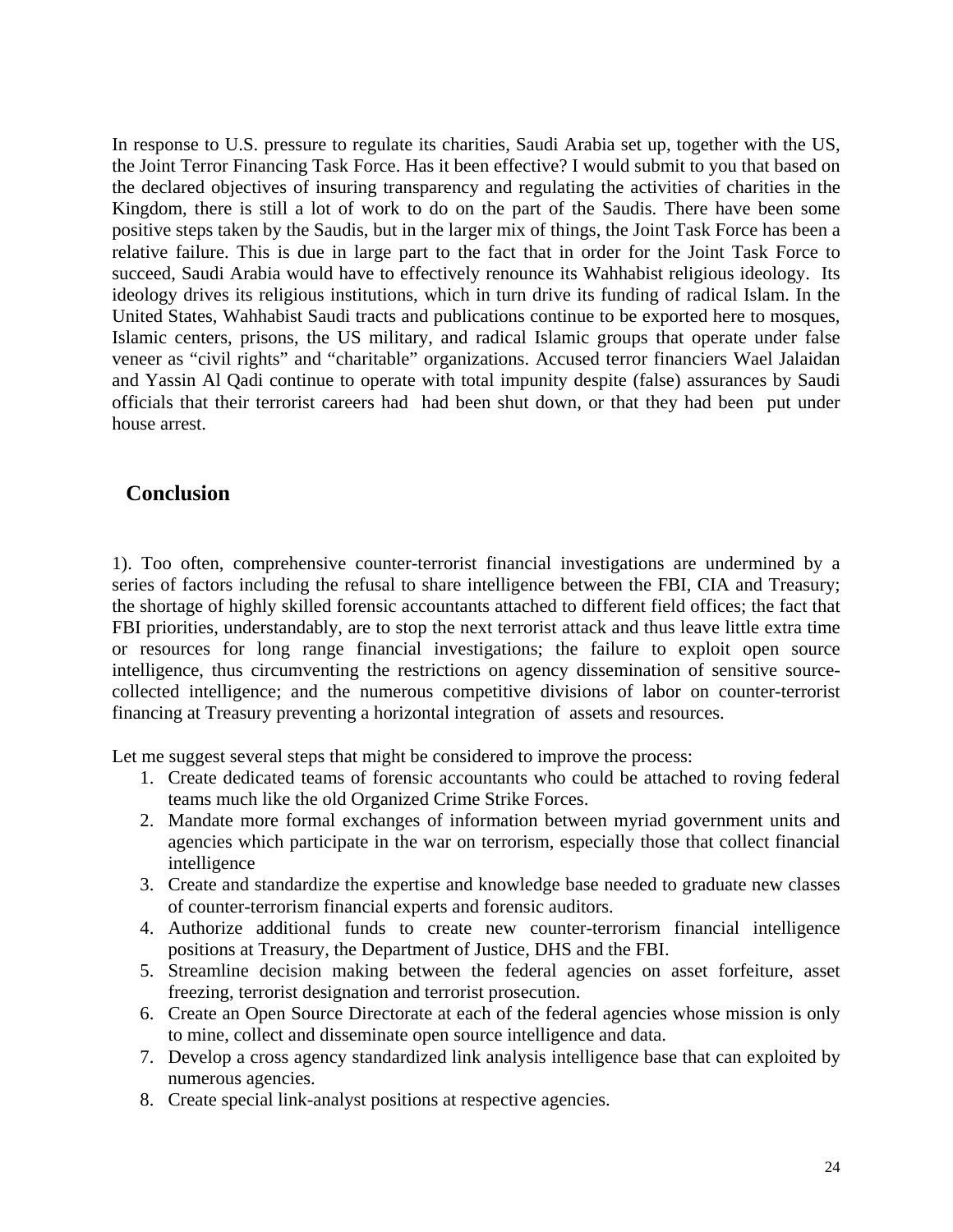In response to U.S. pressure to regulate its charities, Saudi Arabia set up, together with the US, the Joint Terror Financing Task Force. Has it been effective? I would submit to you that based on the declared objectives of insuring transparency and regulating the activities of charities in the Kingdom, there is still a lot of work to do on the part of the Saudis. There have been some positive steps taken by the Saudis, but in the larger mix of things, the Joint Task Force has been a relative failure. This is due in large part to the fact that in order for the Joint Task Force to succeed, Saudi Arabia would have to effectively renounce its Wahhabist religious ideology. Its ideology drives its religious institutions, which in turn drive its funding of radical Islam. In the United States, Wahhabist Saudi tracts and publications continue to be exported here to mosques, Islamic centers, prisons, the US military, and radical Islamic groups that operate under false veneer as "civil rights" and "charitable" organizations. Accused terror financiers Wael Jalaidan and Yassin Al Qadi continue to operate with total impunity despite (false) assurances by Saudi officials that their terrorist careers had had been shut down, or that they had been put under house arrest.

## Conclusion

1). Too often, comprehensive counter-terrorist financial investigations are undermined by a series of factors including the refusal to share intelligence between the FBI, CIA and Treasury; the shortage of highly skilled forensic accountants attached to different field offices; the fact that FBI priorities, understandably, are to stop the next terrorist attack and thus leave little extra time or resources for long range financial investigations; the failure to exploit open source intelligence, thus circumventing the restrictions on agency dissemination of sensitive source-collected intelligence; and the numerous competitive divisions of labor on counter-terrorist financing at Treasury preventing a horizontal integration of assets and resources.

Let me suggest several steps that might be considered to improve the process:

1. Create dedicated teams of forensic accountants who could be attached to roving federal teams much like the old Organized Crime Strike Forces.
2. Mandate more formal exchanges of information between myriad government units and agencies which participate in the war on terrorism, especially those that collect financial intelligence
3. Create and standardize the expertise and knowledge base needed to graduate new classes of counter-terrorism financial experts and forensic auditors.
4. Authorize additional funds to create new counter-terrorism financial intelligence positions at Treasury, the Department of Justice, DHS and the FBI.
5. Streamline decision making between the federal agencies on asset forfeiture, asset freezing, terrorist designation and terrorist prosecution.
6. Create an Open Source Directorate at each of the federal agencies whose mission is only to mine, collect and disseminate open source intelligence and data.
7. Develop a cross agency standardized link analysis intelligence base that can exploited by numerous agencies.
8. Create special link-analyst positions at respective agencies.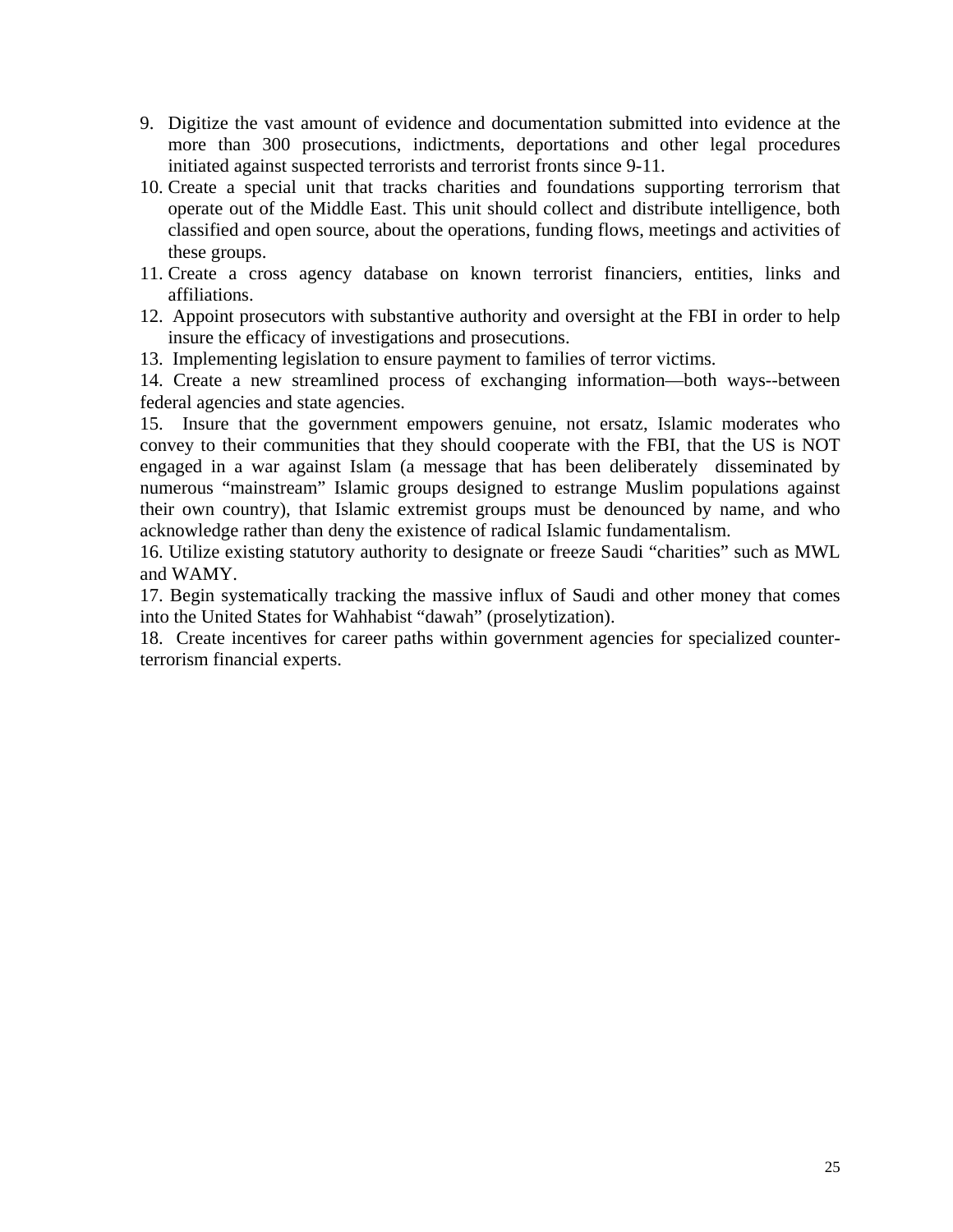9. Digitize the vast amount of evidence and documentation submitted into evidence at the more than 300 prosecutions, indictments, deportations and other legal procedures initiated against suspected terrorists and terrorist fronts since 9-11.
10. Create a special unit that tracks charities and foundations supporting terrorism that operate out of the Middle East. This unit should collect and distribute intelligence, both classified and open source, about the operations, funding flows, meetings and activities of these groups.
11. Create a cross agency database on known terrorist financiers, entities, links and affiliations.
12. Appoint prosecutors with substantive authority and oversight at the FBI in order to help insure the efficacy of investigations and prosecutions.
13. Implementing legislation to ensure payment to families of terror victims.
14. Create a new streamlined process of exchanging information—both ways--between federal agencies and state agencies.
15. Insure that the government empowers genuine, not ersatz, Islamic moderates who convey to their communities that they should cooperate with the FBI, that the US is NOT engaged in a war against Islam (a message that has been deliberately disseminated by numerous "mainstream" Islamic groups designed to estrange Muslim populations against their own country), that Islamic extremist groups must be denounced by name, and who acknowledge rather than deny the existence of radical Islamic fundamentalism.
16. Utilize existing statutory authority to designate or freeze Saudi "charities" such as MWL and WAMY.
17. Begin systematically tracking the massive influx of Saudi and other money that comes into the United States for Wahhabist "dawah" (proselytization).
18. Create incentives for career paths within government agencies for specialized counter-terrorism financial experts.